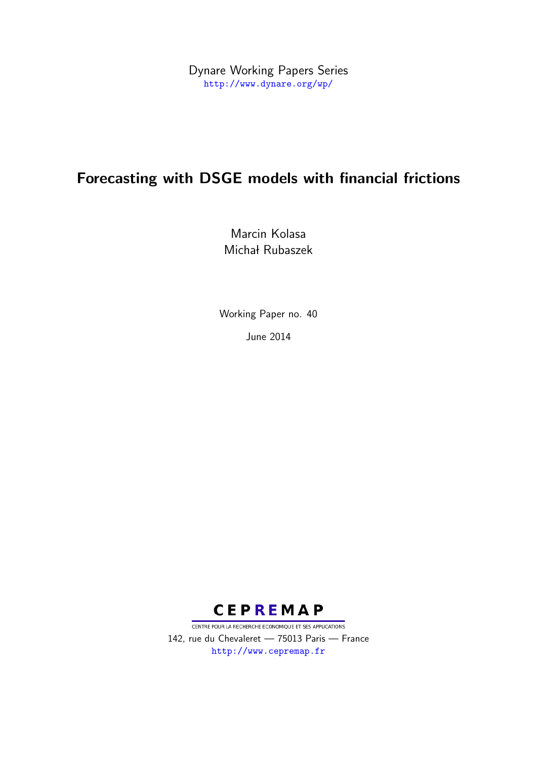Dynare Working Papers Series
http://www.dynare.org/wp/

# Forecasting with DSGE models with financial frictions

Marcin Kolasa
Michał Rubaszek

Working Paper no. 40

June 2014

**CEPREMAP**

CENTRE POUR LA RECHERCHE ECONOMIQUE ET SES APPLICATIONS
142, rue du Chevaleret — 75013 Paris — France
http://www.cepremap.fr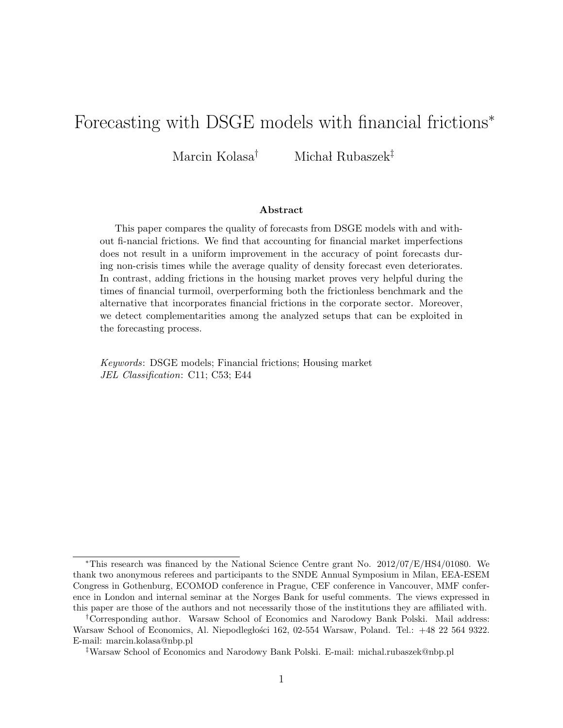# Forecasting with DSGE models with financial frictions*

Marcin Kolasa[†] Michał Rubaszek[‡]

### Abstract

This paper compares the quality of forecasts from DSGE models with and without fi-nancial frictions. We find that accounting for financial market imperfections does not result in a uniform improvement in the accuracy of point forecasts during non-crisis times while the average quality of density forecast even deteriorates. In contrast, adding frictions in the housing market proves very helpful during the times of financial turmoil, overperforming both the frictionless benchmark and the alternative that incorporates financial frictions in the corporate sector. Moreover, we detect complementarities among the analyzed setups that can be exploited in the forecasting process.

*Keywords*: DSGE models; Financial frictions; Housing market
*JEL Classification*: C11; C53; E44

---

*This research was financed by the National Science Centre grant No. 2012/07/E/HS4/01080. We thank two anonymous referees and participants to the SNDE Annual Symposium in Milan, EEA-ESEM Congress in Gothenburg, ECOMOD conference in Prague, CEF conference in Vancouver, MMF conference in London and internal seminar at the Norges Bank for useful comments. The views expressed in this paper are those of the authors and not necessarily those of the institutions they are affiliated with.

[†]Corresponding author. Warsaw School of Economics and Narodowy Bank Polski. Mail address: Warsaw School of Economics, Al. Niepodległości 162, 02-554 Warsaw, Poland. Tel.: +48 22 564 9322. E-mail: marcin.kolasa@nbp.pl

[‡]Warsaw School of Economics and Narodowy Bank Polski. E-mail: michal.rubaszek@nbp.pl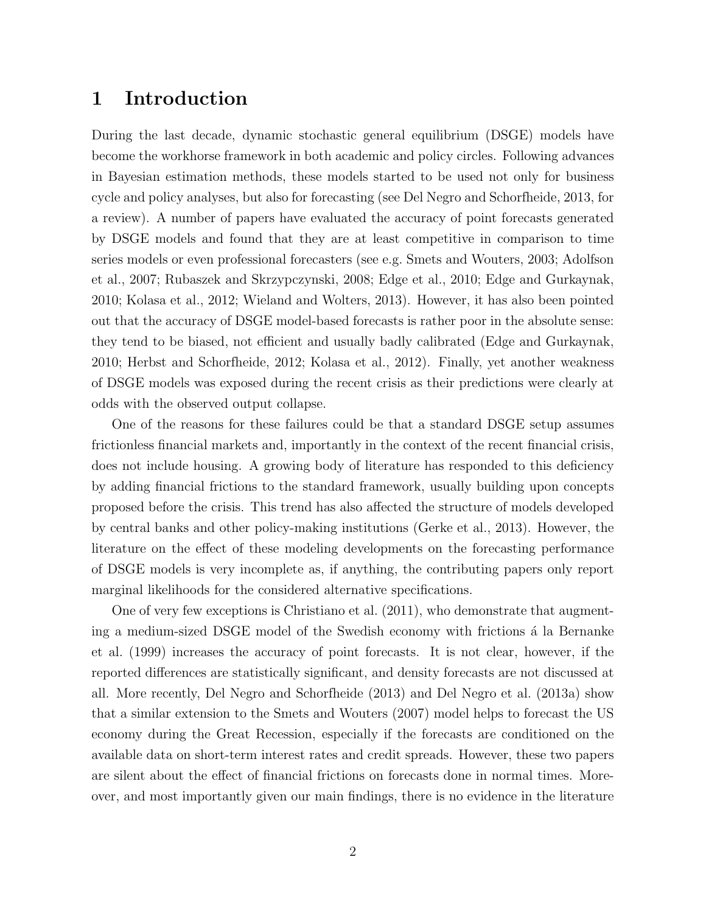# 1 Introduction

During the last decade, dynamic stochastic general equilibrium (DSGE) models have become the workhorse framework in both academic and policy circles. Following advances in Bayesian estimation methods, these models started to be used not only for business cycle and policy analyses, but also for forecasting (see Del Negro and Schorfheide, 2013, for a review). A number of papers have evaluated the accuracy of point forecasts generated by DSGE models and found that they are at least competitive in comparison to time series models or even professional forecasters (see e.g. Smets and Wouters, 2003; Adolfson et al., 2007; Rubaszek and Skrzypczynski, 2008; Edge et al., 2010; Edge and Gurkaynak, 2010; Kolasa et al., 2012; Wieland and Wolters, 2013). However, it has also been pointed out that the accuracy of DSGE model-based forecasts is rather poor in the absolute sense: they tend to be biased, not efficient and usually badly calibrated (Edge and Gurkaynak, 2010; Herbst and Schorfheide, 2012; Kolasa et al., 2012). Finally, yet another weakness of DSGE models was exposed during the recent crisis as their predictions were clearly at odds with the observed output collapse.

One of the reasons for these failures could be that a standard DSGE setup assumes frictionless financial markets and, importantly in the context of the recent financial crisis, does not include housing. A growing body of literature has responded to this deficiency by adding financial frictions to the standard framework, usually building upon concepts proposed before the crisis. This trend has also affected the structure of models developed by central banks and other policy-making institutions (Gerke et al., 2013). However, the literature on the effect of these modeling developments on the forecasting performance of DSGE models is very incomplete as, if anything, the contributing papers only report marginal likelihoods for the considered alternative specifications.

One of very few exceptions is Christiano et al. (2011), who demonstrate that augmenting a medium-sized DSGE model of the Swedish economy with frictions á la Bernanke et al. (1999) increases the accuracy of point forecasts. It is not clear, however, if the reported differences are statistically significant, and density forecasts are not discussed at all. More recently, Del Negro and Schorfheide (2013) and Del Negro et al. (2013a) show that a similar extension to the Smets and Wouters (2007) model helps to forecast the US economy during the Great Recession, especially if the forecasts are conditioned on the available data on short-term interest rates and credit spreads. However, these two papers are silent about the effect of financial frictions on forecasts done in normal times. Moreover, and most importantly given our main findings, there is no evidence in the literature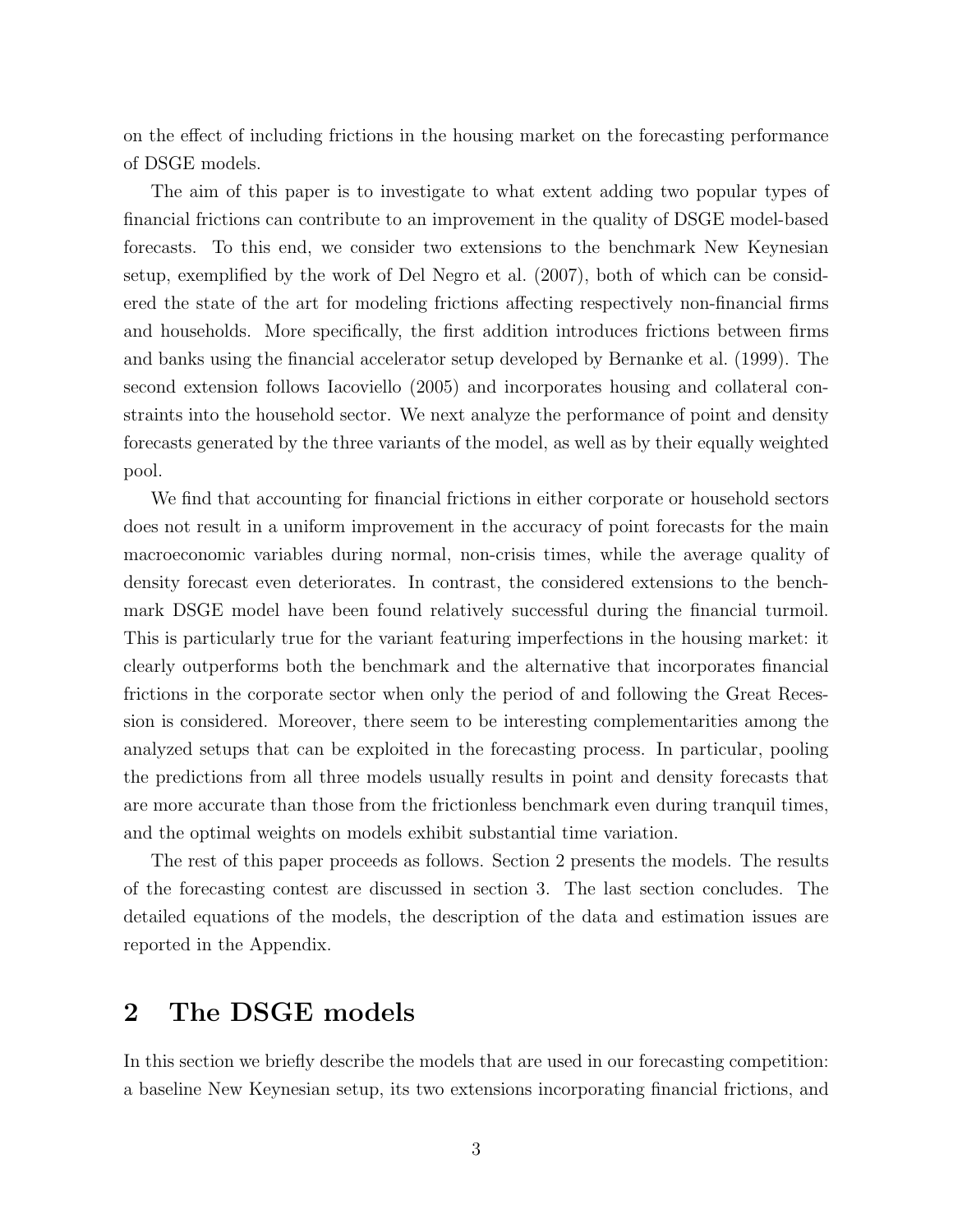on the effect of including frictions in the housing market on the forecasting performance of DSGE models.

The aim of this paper is to investigate to what extent adding two popular types of financial frictions can contribute to an improvement in the quality of DSGE model-based forecasts. To this end, we consider two extensions to the benchmark New Keynesian setup, exemplified by the work of Del Negro et al. (2007), both of which can be considered the state of the art for modeling frictions affecting respectively non-financial firms and households. More specifically, the first addition introduces frictions between firms and banks using the financial accelerator setup developed by Bernanke et al. (1999). The second extension follows Iacoviello (2005) and incorporates housing and collateral constraints into the household sector. We next analyze the performance of point and density forecasts generated by the three variants of the model, as well as by their equally weighted pool.

We find that accounting for financial frictions in either corporate or household sectors does not result in a uniform improvement in the accuracy of point forecasts for the main macroeconomic variables during normal, non-crisis times, while the average quality of density forecast even deteriorates. In contrast, the considered extensions to the benchmark DSGE model have been found relatively successful during the financial turmoil. This is particularly true for the variant featuring imperfections in the housing market: it clearly outperforms both the benchmark and the alternative that incorporates financial frictions in the corporate sector when only the period of and following the Great Recession is considered. Moreover, there seem to be interesting complementarities among the analyzed setups that can be exploited in the forecasting process. In particular, pooling the predictions from all three models usually results in point and density forecasts that are more accurate than those from the frictionless benchmark even during tranquil times, and the optimal weights on models exhibit substantial time variation.

The rest of this paper proceeds as follows. Section 2 presents the models. The results of the forecasting contest are discussed in section 3. The last section concludes. The detailed equations of the models, the description of the data and estimation issues are reported in the Appendix.

## 2 The DSGE models

In this section we briefly describe the models that are used in our forecasting competition: a baseline New Keynesian setup, its two extensions incorporating financial frictions, and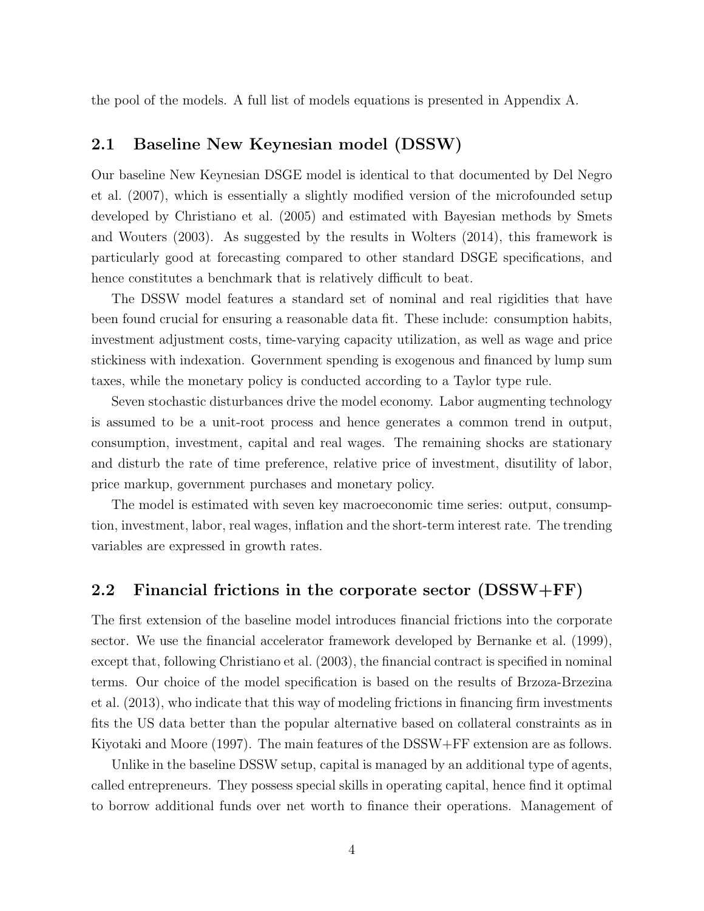the pool of the models. A full list of models equations is presented in Appendix A.

## 2.1 Baseline New Keynesian model (DSSW)

Our baseline New Keynesian DSGE model is identical to that documented by Del Negro et al. (2007), which is essentially a slightly modified version of the microfounded setup developed by Christiano et al. (2005) and estimated with Bayesian methods by Smets and Wouters (2003). As suggested by the results in Wolters (2014), this framework is particularly good at forecasting compared to other standard DSGE specifications, and hence constitutes a benchmark that is relatively difficult to beat.

The DSSW model features a standard set of nominal and real rigidities that have been found crucial for ensuring a reasonable data fit. These include: consumption habits, investment adjustment costs, time-varying capacity utilization, as well as wage and price stickiness with indexation. Government spending is exogenous and financed by lump sum taxes, while the monetary policy is conducted according to a Taylor type rule.

Seven stochastic disturbances drive the model economy. Labor augmenting technology is assumed to be a unit-root process and hence generates a common trend in output, consumption, investment, capital and real wages. The remaining shocks are stationary and disturb the rate of time preference, relative price of investment, disutility of labor, price markup, government purchases and monetary policy.

The model is estimated with seven key macroeconomic time series: output, consumption, investment, labor, real wages, inflation and the short-term interest rate. The trending variables are expressed in growth rates.

## 2.2 Financial frictions in the corporate sector (DSSW+FF)

The first extension of the baseline model introduces financial frictions into the corporate sector. We use the financial accelerator framework developed by Bernanke et al. (1999), except that, following Christiano et al. (2003), the financial contract is specified in nominal terms. Our choice of the model specification is based on the results of Brzoza-Brzezina et al. (2013), who indicate that this way of modeling frictions in financing firm investments fits the US data better than the popular alternative based on collateral constraints as in Kiyotaki and Moore (1997). The main features of the DSSW+FF extension are as follows.

Unlike in the baseline DSSW setup, capital is managed by an additional type of agents, called entrepreneurs. They possess special skills in operating capital, hence find it optimal to borrow additional funds over net worth to finance their operations. Management of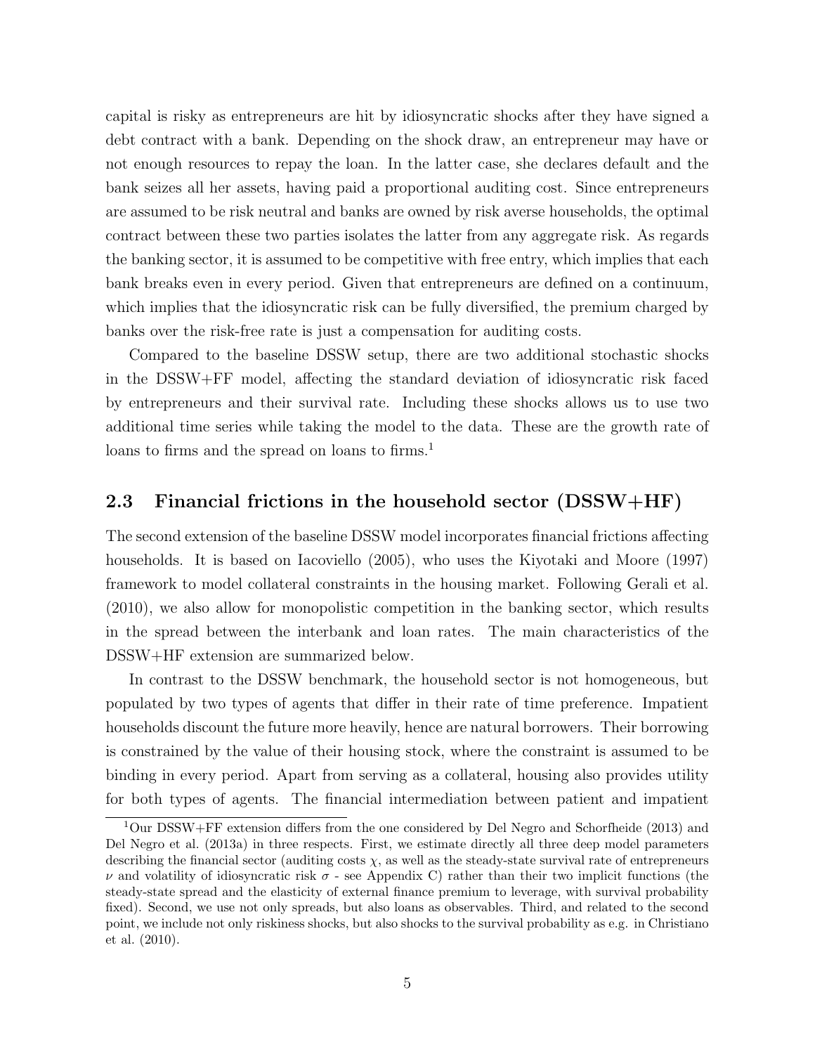capital is risky as entrepreneurs are hit by idiosyncratic shocks after they have signed a debt contract with a bank. Depending on the shock draw, an entrepreneur may have or not enough resources to repay the loan. In the latter case, she declares default and the bank seizes all her assets, having paid a proportional auditing cost. Since entrepreneurs are assumed to be risk neutral and banks are owned by risk averse households, the optimal contract between these two parties isolates the latter from any aggregate risk. As regards the banking sector, it is assumed to be competitive with free entry, which implies that each bank breaks even in every period. Given that entrepreneurs are defined on a continuum, which implies that the idiosyncratic risk can be fully diversified, the premium charged by banks over the risk-free rate is just a compensation for auditing costs.

Compared to the baseline DSSW setup, there are two additional stochastic shocks in the DSSW+FF model, affecting the standard deviation of idiosyncratic risk faced by entrepreneurs and their survival rate. Including these shocks allows us to use two additional time series while taking the model to the data. These are the growth rate of loans to firms and the spread on loans to firms.[1]

## 2.3 Financial frictions in the household sector (DSSW+HF)

The second extension of the baseline DSSW model incorporates financial frictions affecting households. It is based on Iacoviello (2005), who uses the Kiyotaki and Moore (1997) framework to model collateral constraints in the housing market. Following Gerali et al. (2010), we also allow for monopolistic competition in the banking sector, which results in the spread between the interbank and loan rates. The main characteristics of the DSSW+HF extension are summarized below.

In contrast to the DSSW benchmark, the household sector is not homogeneous, but populated by two types of agents that differ in their rate of time preference. Impatient households discount the future more heavily, hence are natural borrowers. Their borrowing is constrained by the value of their housing stock, where the constraint is assumed to be binding in every period. Apart from serving as a collateral, housing also provides utility for both types of agents. The financial intermediation between patient and impatient

[1] Our DSSW+FF extension differs from the one considered by Del Negro and Schorfheide (2013) and Del Negro et al. (2013a) in three respects. First, we estimate directly all three deep model parameters describing the financial sector (auditing costs $\chi$, as well as the steady-state survival rate of entrepreneurs $\nu$ and volatility of idiosyncratic risk $\sigma$ - see Appendix C) rather than their two implicit functions (the steady-state spread and the elasticity of external finance premium to leverage, with survival probability fixed). Second, we use not only spreads, but also loans as observables. Third, and related to the second point, we include not only riskiness shocks, but also shocks to the survival probability as e.g. in Christiano et al. (2010).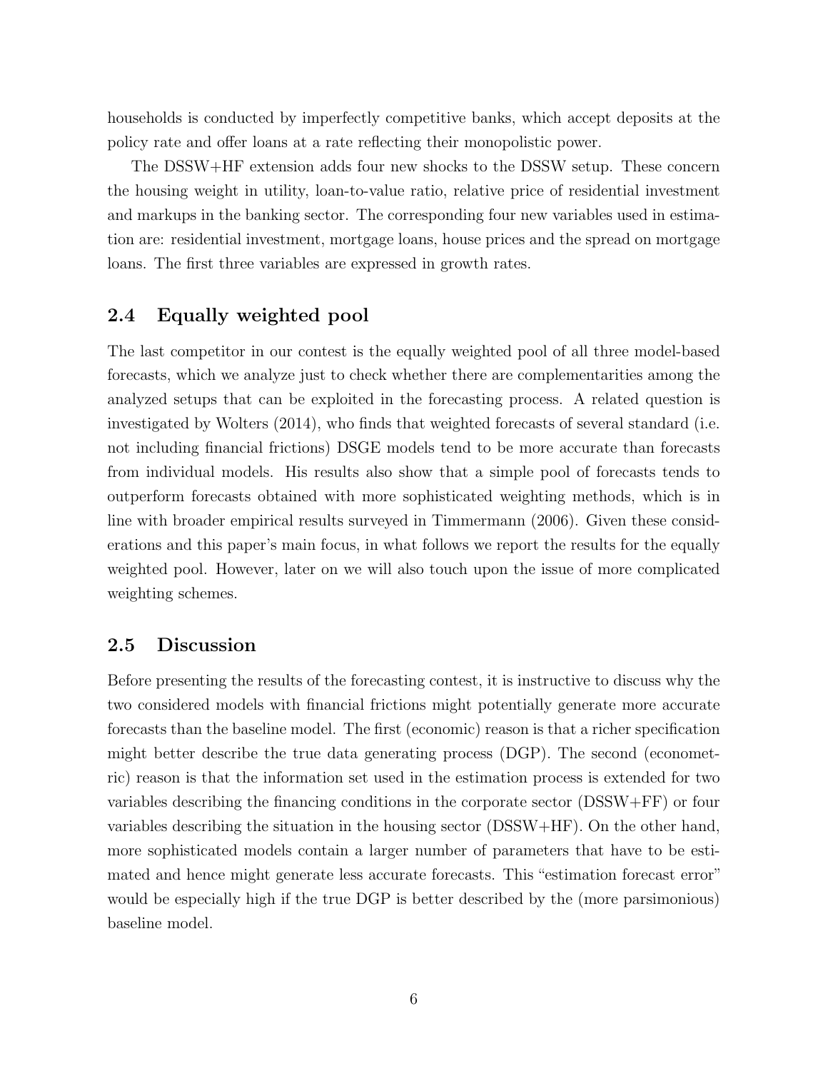households is conducted by imperfectly competitive banks, which accept deposits at the policy rate and offer loans at a rate reflecting their monopolistic power.

The DSSW+HF extension adds four new shocks to the DSSW setup. These concern the housing weight in utility, loan-to-value ratio, relative price of residential investment and markups in the banking sector. The corresponding four new variables used in estimation are: residential investment, mortgage loans, house prices and the spread on mortgage loans. The first three variables are expressed in growth rates.

## 2.4 Equally weighted pool

The last competitor in our contest is the equally weighted pool of all three model-based forecasts, which we analyze just to check whether there are complementarities among the analyzed setups that can be exploited in the forecasting process. A related question is investigated by Wolters (2014), who finds that weighted forecasts of several standard (i.e. not including financial frictions) DSGE models tend to be more accurate than forecasts from individual models. His results also show that a simple pool of forecasts tends to outperform forecasts obtained with more sophisticated weighting methods, which is in line with broader empirical results surveyed in Timmermann (2006). Given these considerations and this paper's main focus, in what follows we report the results for the equally weighted pool. However, later on we will also touch upon the issue of more complicated weighting schemes.

## 2.5 Discussion

Before presenting the results of the forecasting contest, it is instructive to discuss why the two considered models with financial frictions might potentially generate more accurate forecasts than the baseline model. The first (economic) reason is that a richer specification might better describe the true data generating process (DGP). The second (econometric) reason is that the information set used in the estimation process is extended for two variables describing the financing conditions in the corporate sector (DSSW+FF) or four variables describing the situation in the housing sector (DSSW+HF). On the other hand, more sophisticated models contain a larger number of parameters that have to be estimated and hence might generate less accurate forecasts. This "estimation forecast error" would be especially high if the true DGP is better described by the (more parsimonious) baseline model.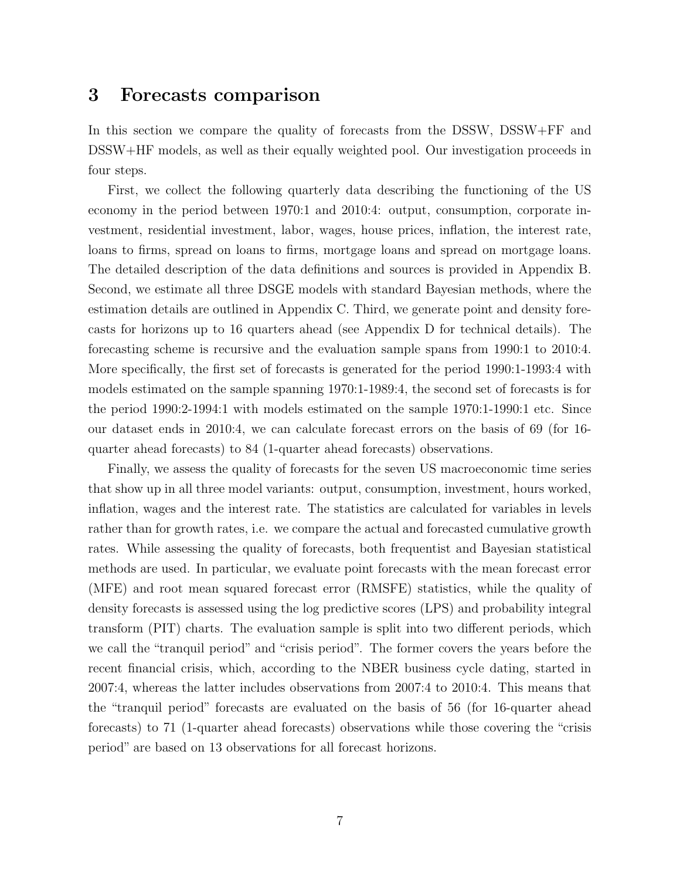## 3 Forecasts comparison

In this section we compare the quality of forecasts from the DSSW, DSSW+FF and DSSW+HF models, as well as their equally weighted pool. Our investigation proceeds in four steps.

First, we collect the following quarterly data describing the functioning of the US economy in the period between 1970:1 and 2010:4: output, consumption, corporate investment, residential investment, labor, wages, house prices, inflation, the interest rate, loans to firms, spread on loans to firms, mortgage loans and spread on mortgage loans. The detailed description of the data definitions and sources is provided in Appendix B. Second, we estimate all three DSGE models with standard Bayesian methods, where the estimation details are outlined in Appendix C. Third, we generate point and density forecasts for horizons up to 16 quarters ahead (see Appendix D for technical details). The forecasting scheme is recursive and the evaluation sample spans from 1990:1 to 2010:4. More specifically, the first set of forecasts is generated for the period 1990:1-1993:4 with models estimated on the sample spanning 1970:1-1989:4, the second set of forecasts is for the period 1990:2-1994:1 with models estimated on the sample 1970:1-1990:1 etc. Since our dataset ends in 2010:4, we can calculate forecast errors on the basis of 69 (for 16-quarter ahead forecasts) to 84 (1-quarter ahead forecasts) observations.

Finally, we assess the quality of forecasts for the seven US macroeconomic time series that show up in all three model variants: output, consumption, investment, hours worked, inflation, wages and the interest rate. The statistics are calculated for variables in levels rather than for growth rates, i.e. we compare the actual and forecasted cumulative growth rates. While assessing the quality of forecasts, both frequentist and Bayesian statistical methods are used. In particular, we evaluate point forecasts with the mean forecast error (MFE) and root mean squared forecast error (RMSFE) statistics, while the quality of density forecasts is assessed using the log predictive scores (LPS) and probability integral transform (PIT) charts. The evaluation sample is split into two different periods, which we call the "tranquil period" and "crisis period". The former covers the years before the recent financial crisis, which, according to the NBER business cycle dating, started in 2007:4, whereas the latter includes observations from 2007:4 to 2010:4. This means that the "tranquil period" forecasts are evaluated on the basis of 56 (for 16-quarter ahead forecasts) to 71 (1-quarter ahead forecasts) observations while those covering the "crisis period" are based on 13 observations for all forecast horizons.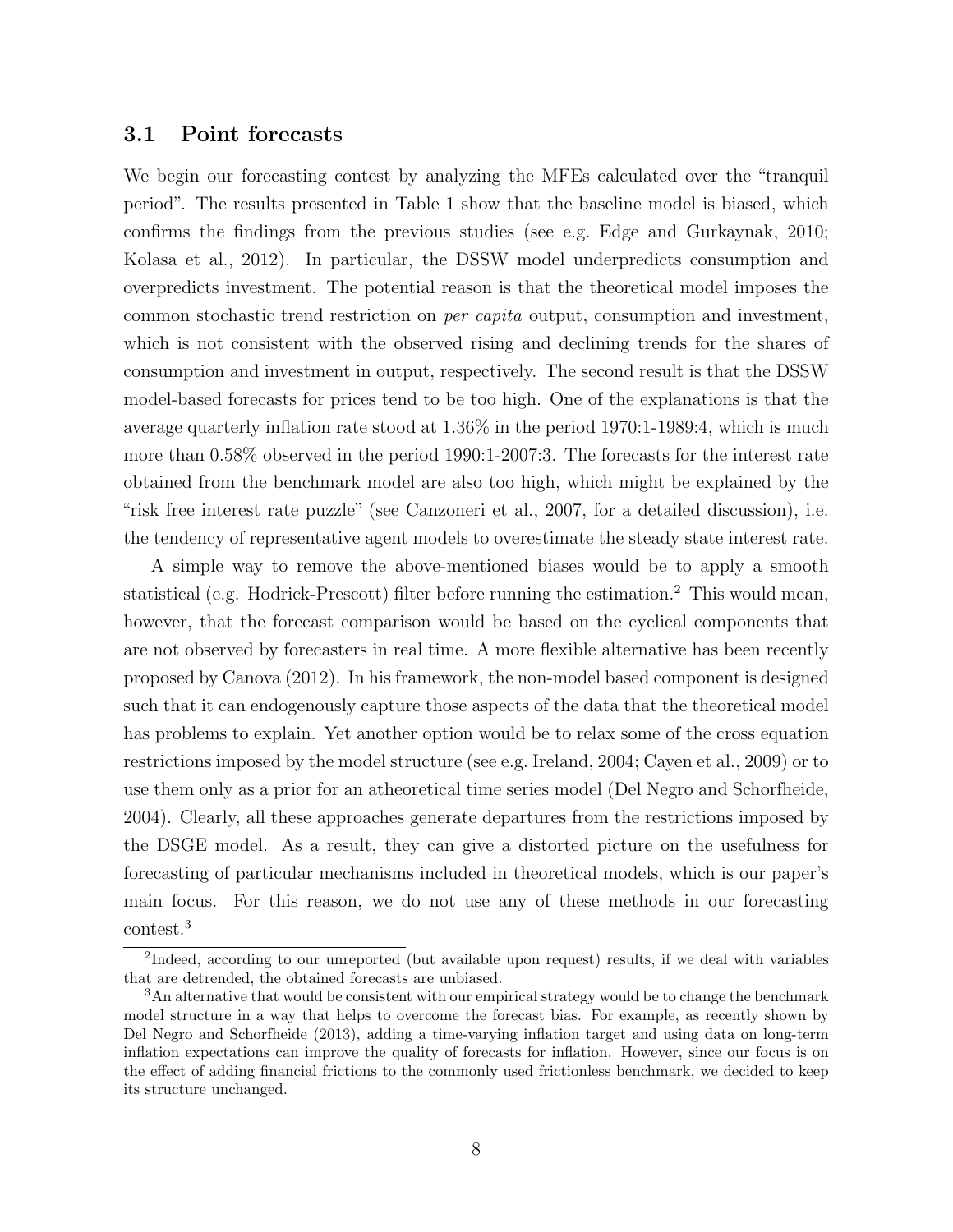### 3.1 Point forecasts

We begin our forecasting contest by analyzing the MFEs calculated over the "tranquil period". The results presented in Table 1 show that the baseline model is biased, which confirms the findings from the previous studies (see e.g. Edge and Gurkaynak, 2010; Kolasa et al., 2012). In particular, the DSSW model underpredicts consumption and overpredicts investment. The potential reason is that the theoretical model imposes the common stochastic trend restriction on *per capita* output, consumption and investment, which is not consistent with the observed rising and declining trends for the shares of consumption and investment in output, respectively. The second result is that the DSSW model-based forecasts for prices tend to be too high. One of the explanations is that the average quarterly inflation rate stood at 1.36% in the period 1970:1-1989:4, which is much more than 0.58% observed in the period 1990:1-2007:3. The forecasts for the interest rate obtained from the benchmark model are also too high, which might be explained by the "risk free interest rate puzzle" (see Canzoneri et al., 2007, for a detailed discussion), i.e. the tendency of representative agent models to overestimate the steady state interest rate.

A simple way to remove the above-mentioned biases would be to apply a smooth statistical (e.g. Hodrick-Prescott) filter before running the estimation.[2] This would mean, however, that the forecast comparison would be based on the cyclical components that are not observed by forecasters in real time. A more flexible alternative has been recently proposed by Canova (2012). In his framework, the non-model based component is designed such that it can endogenously capture those aspects of the data that the theoretical model has problems to explain. Yet another option would be to relax some of the cross equation restrictions imposed by the model structure (see e.g. Ireland, 2004; Cayen et al., 2009) or to use them only as a prior for an atheoretical time series model (Del Negro and Schorfheide, 2004). Clearly, all these approaches generate departures from the restrictions imposed by the DSGE model. As a result, they can give a distorted picture on the usefulness for forecasting of particular mechanisms included in theoretical models, which is our paper's main focus. For this reason, we do not use any of these methods in our forecasting contest.[3]

[2] Indeed, according to our unreported (but available upon request) results, if we deal with variables that are detrended, the obtained forecasts are unbiased.

[3] An alternative that would be consistent with our empirical strategy would be to change the benchmark model structure in a way that helps to overcome the forecast bias. For example, as recently shown by Del Negro and Schorfheide (2013), adding a time-varying inflation target and using data on long-term inflation expectations can improve the quality of forecasts for inflation. However, since our focus is on the effect of adding financial frictions to the commonly used frictionless benchmark, we decided to keep its structure unchanged.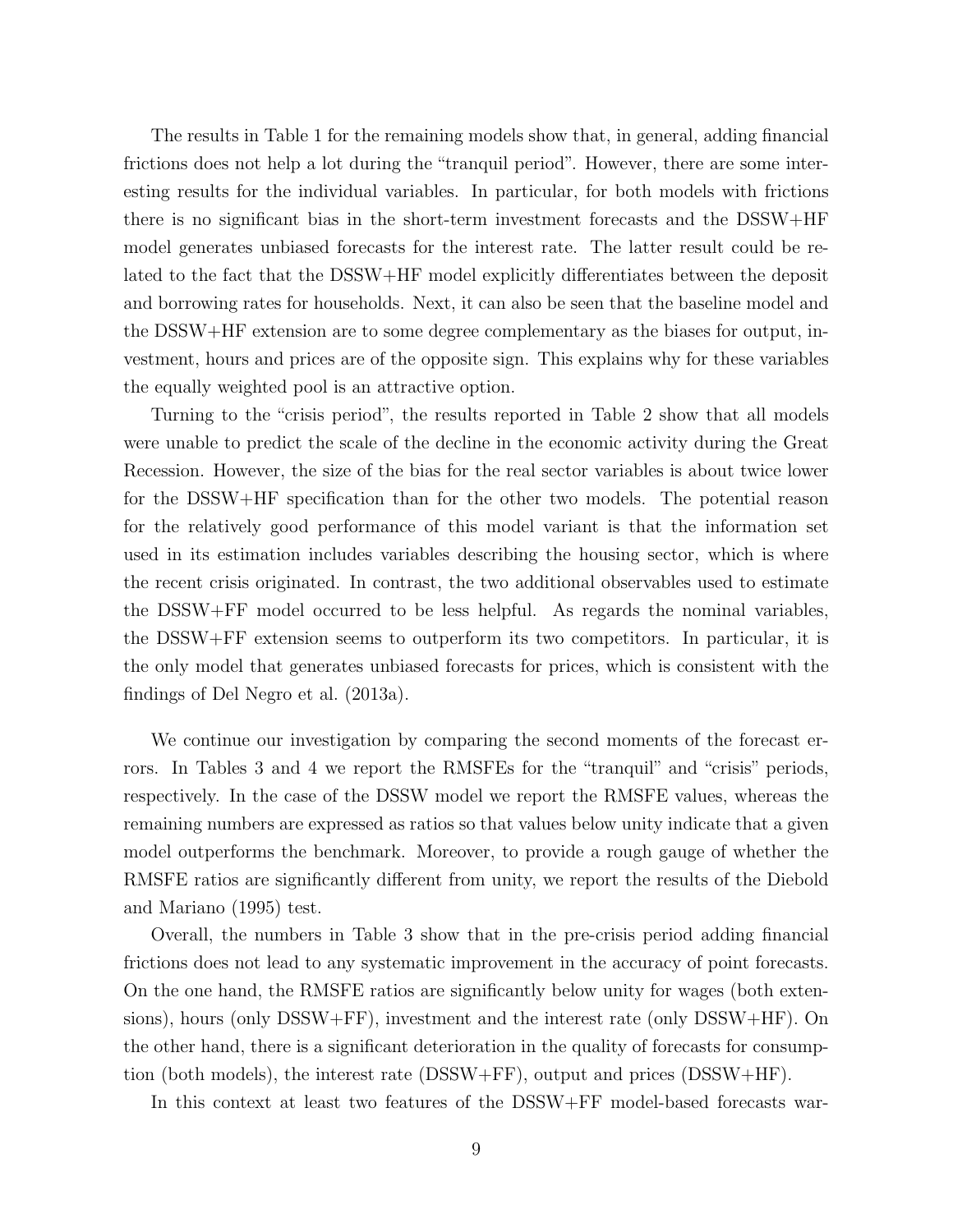The results in Table 1 for the remaining models show that, in general, adding financial frictions does not help a lot during the "tranquil period". However, there are some interesting results for the individual variables. In particular, for both models with frictions there is no significant bias in the short-term investment forecasts and the DSSW+HF model generates unbiased forecasts for the interest rate. The latter result could be related to the fact that the DSSW+HF model explicitly differentiates between the deposit and borrowing rates for households. Next, it can also be seen that the baseline model and the DSSW+HF extension are to some degree complementary as the biases for output, investment, hours and prices are of the opposite sign. This explains why for these variables the equally weighted pool is an attractive option.

Turning to the "crisis period", the results reported in Table 2 show that all models were unable to predict the scale of the decline in the economic activity during the Great Recession. However, the size of the bias for the real sector variables is about twice lower for the DSSW+HF specification than for the other two models. The potential reason for the relatively good performance of this model variant is that the information set used in its estimation includes variables describing the housing sector, which is where the recent crisis originated. In contrast, the two additional observables used to estimate the DSSW+FF model occurred to be less helpful. As regards the nominal variables, the DSSW+FF extension seems to outperform its two competitors. In particular, it is the only model that generates unbiased forecasts for prices, which is consistent with the findings of Del Negro et al. (2013a).

We continue our investigation by comparing the second moments of the forecast errors. In Tables 3 and 4 we report the RMSFEs for the "tranquil" and "crisis" periods, respectively. In the case of the DSSW model we report the RMSFE values, whereas the remaining numbers are expressed as ratios so that values below unity indicate that a given model outperforms the benchmark. Moreover, to provide a rough gauge of whether the RMSFE ratios are significantly different from unity, we report the results of the Diebold and Mariano (1995) test.

Overall, the numbers in Table 3 show that in the pre-crisis period adding financial frictions does not lead to any systematic improvement in the accuracy of point forecasts. On the one hand, the RMSFE ratios are significantly below unity for wages (both extensions), hours (only DSSW+FF), investment and the interest rate (only DSSW+HF). On the other hand, there is a significant deterioration in the quality of forecasts for consumption (both models), the interest rate (DSSW+FF), output and prices (DSSW+HF).

In this context at least two features of the DSSW+FF model-based forecasts war-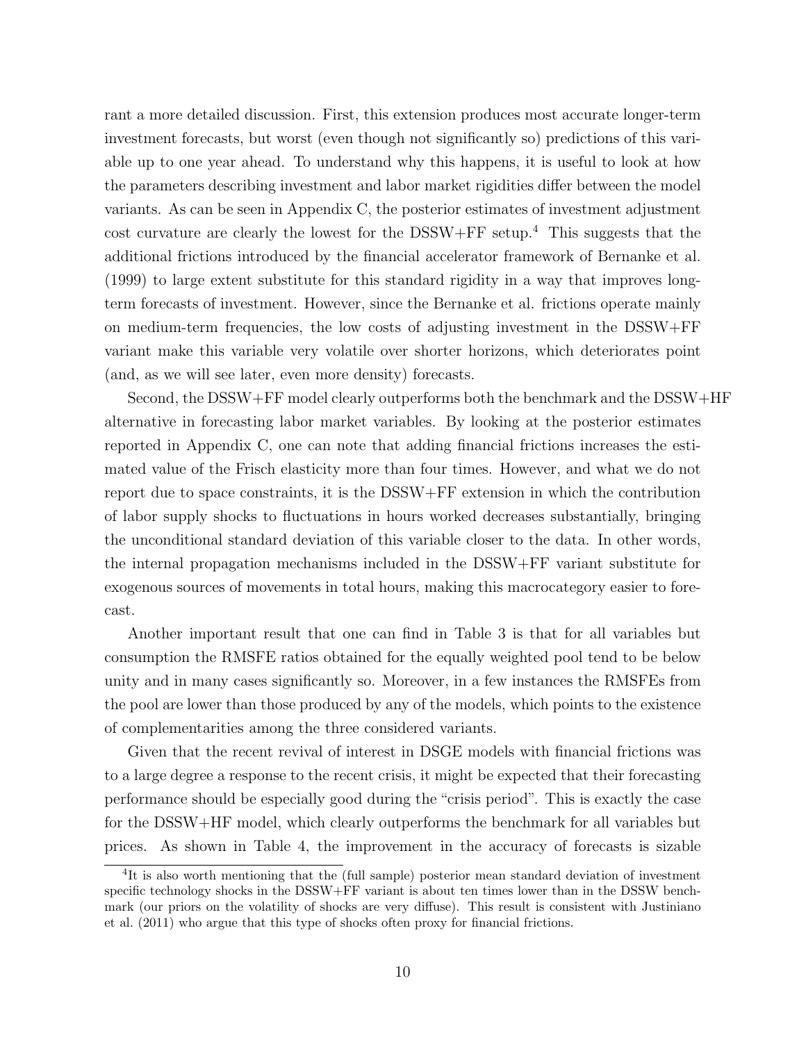rant a more detailed discussion. First, this extension produces most accurate longer-term investment forecasts, but worst (even though not significantly so) predictions of this variable up to one year ahead. To understand why this happens, it is useful to look at how the parameters describing investment and labor market rigidities differ between the model variants. As can be seen in Appendix C, the posterior estimates of investment adjustment cost curvature are clearly the lowest for the DSSW+FF setup.[4] This suggests that the additional frictions introduced by the financial accelerator framework of Bernanke et al. (1999) to large extent substitute for this standard rigidity in a way that improves long-term forecasts of investment. However, since the Bernanke et al. frictions operate mainly on medium-term frequencies, the low costs of adjusting investment in the DSSW+FF variant make this variable very volatile over shorter horizons, which deteriorates point (and, as we will see later, even more density) forecasts.

Second, the DSSW+FF model clearly outperforms both the benchmark and the DSSW+HF alternative in forecasting labor market variables. By looking at the posterior estimates reported in Appendix C, one can note that adding financial frictions increases the estimated value of the Frisch elasticity more than four times. However, and what we do not report due to space constraints, it is the DSSW+FF extension in which the contribution of labor supply shocks to fluctuations in hours worked decreases substantially, bringing the unconditional standard deviation of this variable closer to the data. In other words, the internal propagation mechanisms included in the DSSW+FF variant substitute for exogenous sources of movements in total hours, making this macrocategory easier to forecast.

Another important result that one can find in Table 3 is that for all variables but consumption the RMSFE ratios obtained for the equally weighted pool tend to be below unity and in many cases significantly so. Moreover, in a few instances the RMSFEs from the pool are lower than those produced by any of the models, which points to the existence of complementarities among the three considered variants.

Given that the recent revival of interest in DSGE models with financial frictions was to a large degree a response to the recent crisis, it might be expected that their forecasting performance should be especially good during the "crisis period". This is exactly the case for the DSSW+HF model, which clearly outperforms the benchmark for all variables but prices. As shown in Table 4, the improvement in the accuracy of forecasts is sizable

[4] It is also worth mentioning that the (full sample) posterior mean standard deviation of investment specific technology shocks in the DSSW+FF variant is about ten times lower than in the DSSW benchmark (our priors on the volatility of shocks are very diffuse). This result is consistent with Justiniano et al. (2011) who argue that this type of shocks often proxy for financial frictions.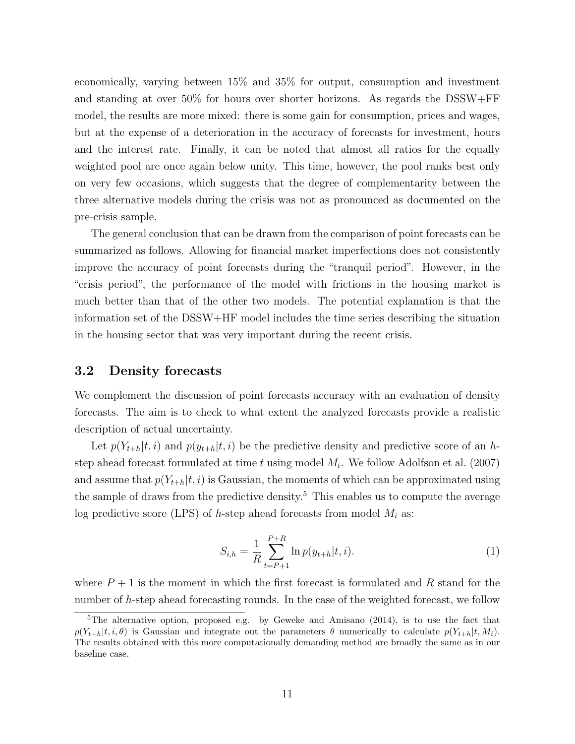economically, varying between 15% and 35% for output, consumption and investment and standing at over 50% for hours over shorter horizons. As regards the DSSW+FF model, the results are more mixed: there is some gain for consumption, prices and wages, but at the expense of a deterioration in the accuracy of forecasts for investment, hours and the interest rate. Finally, it can be noted that almost all ratios for the equally weighted pool are once again below unity. This time, however, the pool ranks best only on very few occasions, which suggests that the degree of complementarity between the three alternative models during the crisis was not as pronounced as documented on the pre-crisis sample.

The general conclusion that can be drawn from the comparison of point forecasts can be summarized as follows. Allowing for financial market imperfections does not consistently improve the accuracy of point forecasts during the "tranquil period". However, in the "crisis period", the performance of the model with frictions in the housing market is much better than that of the other two models. The potential explanation is that the information set of the DSSW+HF model includes the time series describing the situation in the housing sector that was very important during the recent crisis.

### 3.2 Density forecasts

We complement the discussion of point forecasts accuracy with an evaluation of density forecasts. The aim is to check to what extent the analyzed forecasts provide a realistic description of actual uncertainty.

Let $p(Y_{t+h}|t,i)$ and $p(y_{t+h}|t,i)$ be the predictive density and predictive score of an $h$-step ahead forecast formulated at time $t$ using model $M_i$. We follow Adolfson et al. (2007) and assume that $p(Y_{t+h}|t,i)$ is Gaussian, the moments of which can be approximated using the sample of draws from the predictive density.[5] This enables us to compute the average log predictive score (LPS) of $h$-step ahead forecasts from model $M_i$ as:

$$S_{i,h} = \frac{1}{R} \sum_{t=P+1}^{P+R} \ln p(y_{t+h}|t,i). \tag{1}$$

where $P+1$ is the moment in which the first forecast is formulated and $R$ stand for the number of $h$-step ahead forecasting rounds. In the case of the weighted forecast, we follow

[5] The alternative option, proposed e.g. by Geweke and Amisano (2014), is to use the fact that $p(Y_{t+h}|t,i,\theta)$ is Gaussian and integrate out the parameters $\theta$ numerically to calculate $p(Y_{t+h}|t,M_i)$. The results obtained with this more computationally demanding method are broadly the same as in our baseline case.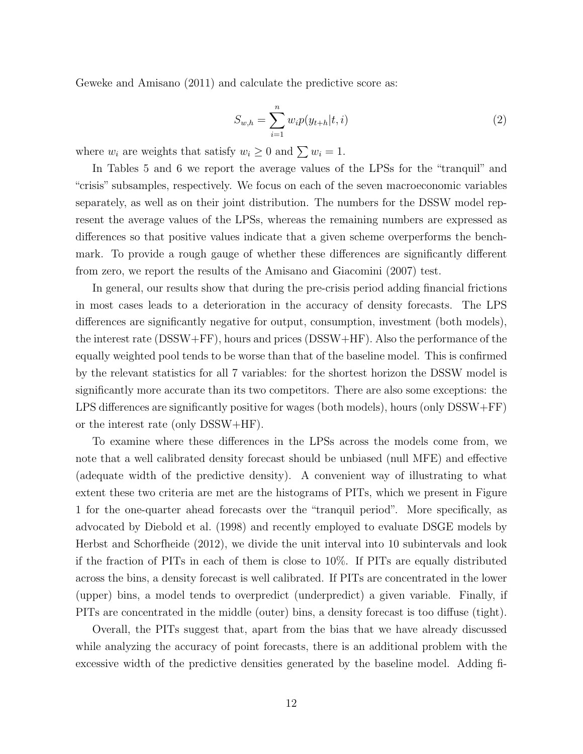Geweke and Amisano (2011) and calculate the predictive score as:

$$S_{w,h} = \sum_{i=1}^{n} w_i p(y_{t+h}|t, i) \tag{2}$$

where $w_i$ are weights that satisfy $w_i \geq 0$ and $\sum w_i = 1$.

In Tables 5 and 6 we report the average values of the LPSs for the "tranquil" and "crisis" subsamples, respectively. We focus on each of the seven macroeconomic variables separately, as well as on their joint distribution. The numbers for the DSSW model represent the average values of the LPSs, whereas the remaining numbers are expressed as differences so that positive values indicate that a given scheme overperforms the benchmark. To provide a rough gauge of whether these differences are significantly different from zero, we report the results of the Amisano and Giacomini (2007) test.

In general, our results show that during the pre-crisis period adding financial frictions in most cases leads to a deterioration in the accuracy of density forecasts. The LPS differences are significantly negative for output, consumption, investment (both models), the interest rate (DSSW+FF), hours and prices (DSSW+HF). Also the performance of the equally weighted pool tends to be worse than that of the baseline model. This is confirmed by the relevant statistics for all 7 variables: for the shortest horizon the DSSW model is significantly more accurate than its two competitors. There are also some exceptions: the LPS differences are significantly positive for wages (both models), hours (only DSSW+FF) or the interest rate (only DSSW+HF).

To examine where these differences in the LPSs across the models come from, we note that a well calibrated density forecast should be unbiased (null MFE) and effective (adequate width of the predictive density). A convenient way of illustrating to what extent these two criteria are met are the histograms of PITs, which we present in Figure 1 for the one-quarter ahead forecasts over the "tranquil period". More specifically, as advocated by Diebold et al. (1998) and recently employed to evaluate DSGE models by Herbst and Schorfheide (2012), we divide the unit interval into 10 subintervals and look if the fraction of PITs in each of them is close to 10%. If PITs are equally distributed across the bins, a density forecast is well calibrated. If PITs are concentrated in the lower (upper) bins, a model tends to overpredict (underpredict) a given variable. Finally, if PITs are concentrated in the middle (outer) bins, a density forecast is too diffuse (tight).

Overall, the PITs suggest that, apart from the bias that we have already discussed while analyzing the accuracy of point forecasts, there is an additional problem with the excessive width of the predictive densities generated by the baseline model. Adding fi-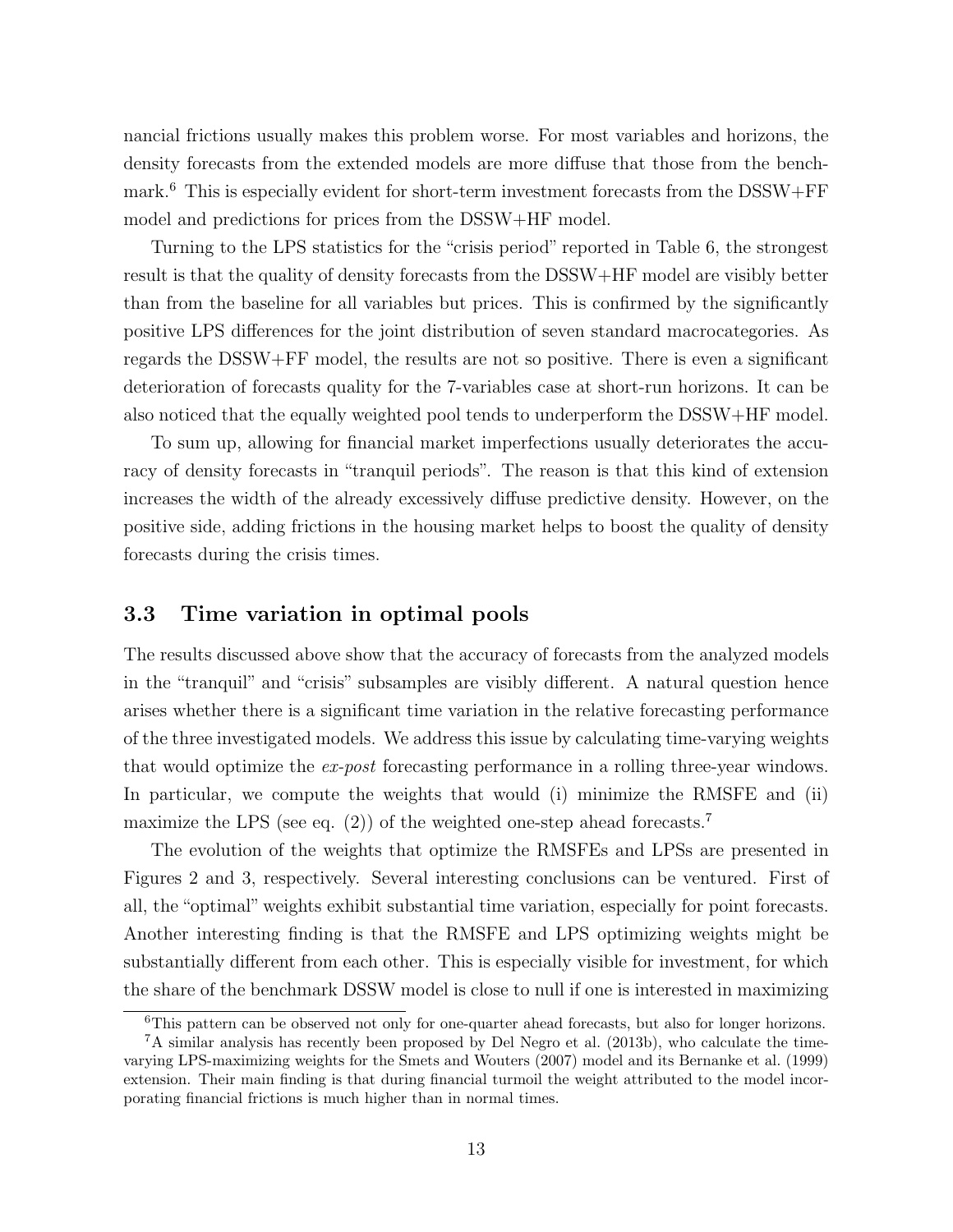nancial frictions usually makes this problem worse. For most variables and horizons, the density forecasts from the extended models are more diffuse that those from the benchmark.[6] This is especially evident for short-term investment forecasts from the DSSW+FF model and predictions for prices from the DSSW+HF model.

Turning to the LPS statistics for the "crisis period" reported in Table 6, the strongest result is that the quality of density forecasts from the DSSW+HF model are visibly better than from the baseline for all variables but prices. This is confirmed by the significantly positive LPS differences for the joint distribution of seven standard macrocategories. As regards the DSSW+FF model, the results are not so positive. There is even a significant deterioration of forecasts quality for the 7-variables case at short-run horizons. It can be also noticed that the equally weighted pool tends to underperform the DSSW+HF model.

To sum up, allowing for financial market imperfections usually deteriorates the accuracy of density forecasts in "tranquil periods". The reason is that this kind of extension increases the width of the already excessively diffuse predictive density. However, on the positive side, adding frictions in the housing market helps to boost the quality of density forecasts during the crisis times.

### 3.3 Time variation in optimal pools

The results discussed above show that the accuracy of forecasts from the analyzed models in the "tranquil" and "crisis" subsamples are visibly different. A natural question hence arises whether there is a significant time variation in the relative forecasting performance of the three investigated models. We address this issue by calculating time-varying weights that would optimize the *ex-post* forecasting performance in a rolling three-year windows. In particular, we compute the weights that would (i) minimize the RMSFE and (ii) maximize the LPS (see eq. (2)) of the weighted one-step ahead forecasts.[7]

The evolution of the weights that optimize the RMSFEs and LPSs are presented in Figures 2 and 3, respectively. Several interesting conclusions can be ventured. First of all, the "optimal" weights exhibit substantial time variation, especially for point forecasts. Another interesting finding is that the RMSFE and LPS optimizing weights might be substantially different from each other. This is especially visible for investment, for which the share of the benchmark DSSW model is close to null if one is interested in maximizing

[6] This pattern can be observed not only for one-quarter ahead forecasts, but also for longer horizons.

[7] A similar analysis has recently been proposed by Del Negro et al. (2013b), who calculate the time-varying LPS-maximizing weights for the Smets and Wouters (2007) model and its Bernanke et al. (1999) extension. Their main finding is that during financial turmoil the weight attributed to the model incorporating financial frictions is much higher than in normal times.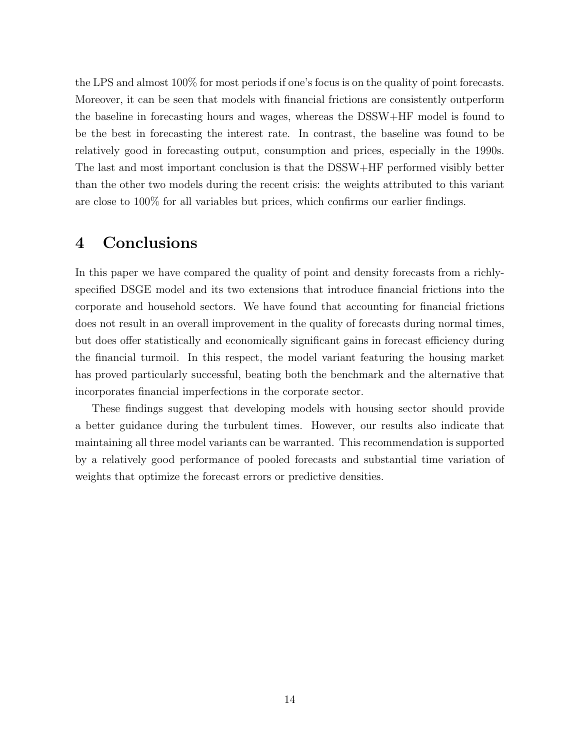the LPS and almost 100% for most periods if one's focus is on the quality of point forecasts. Moreover, it can be seen that models with financial frictions are consistently outperform the baseline in forecasting hours and wages, whereas the DSSW+HF model is found to be the best in forecasting the interest rate. In contrast, the baseline was found to be relatively good in forecasting output, consumption and prices, especially in the 1990s. The last and most important conclusion is that the DSSW+HF performed visibly better than the other two models during the recent crisis: the weights attributed to this variant are close to 100% for all variables but prices, which confirms our earlier findings.

# 4 Conclusions

In this paper we have compared the quality of point and density forecasts from a richly-specified DSGE model and its two extensions that introduce financial frictions into the corporate and household sectors. We have found that accounting for financial frictions does not result in an overall improvement in the quality of forecasts during normal times, but does offer statistically and economically significant gains in forecast efficiency during the financial turmoil. In this respect, the model variant featuring the housing market has proved particularly successful, beating both the benchmark and the alternative that incorporates financial imperfections in the corporate sector.

These findings suggest that developing models with housing sector should provide a better guidance during the turbulent times. However, our results also indicate that maintaining all three model variants can be warranted. This recommendation is supported by a relatively good performance of pooled forecasts and substantial time variation of weights that optimize the forecast errors or predictive densities.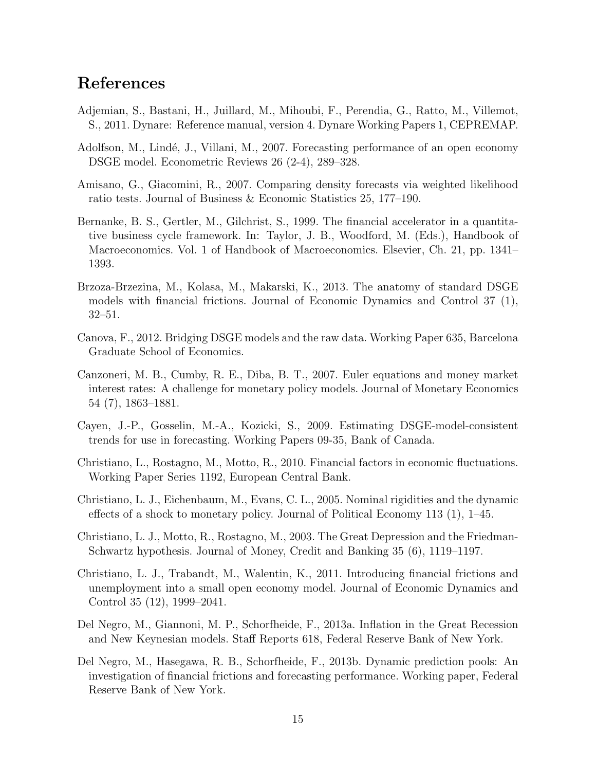# References

Adjemian, S., Bastani, H., Juillard, M., Mihoubi, F., Perendia, G., Ratto, M., Villemot, S., 2011. Dynare: Reference manual, version 4. Dynare Working Papers 1, CEPREMAP.

Adolfson, M., Lindé, J., Villani, M., 2007. Forecasting performance of an open economy DSGE model. Econometric Reviews 26 (2-4), 289–328.

Amisano, G., Giacomini, R., 2007. Comparing density forecasts via weighted likelihood ratio tests. Journal of Business & Economic Statistics 25, 177–190.

Bernanke, B. S., Gertler, M., Gilchrist, S., 1999. The financial accelerator in a quantitative business cycle framework. In: Taylor, J. B., Woodford, M. (Eds.), Handbook of Macroeconomics. Vol. 1 of Handbook of Macroeconomics. Elsevier, Ch. 21, pp. 1341–1393.

Brzoza-Brzezina, M., Kolasa, M., Makarski, K., 2013. The anatomy of standard DSGE models with financial frictions. Journal of Economic Dynamics and Control 37 (1), 32–51.

Canova, F., 2012. Bridging DSGE models and the raw data. Working Paper 635, Barcelona Graduate School of Economics.

Canzoneri, M. B., Cumby, R. E., Diba, B. T., 2007. Euler equations and money market interest rates: A challenge for monetary policy models. Journal of Monetary Economics 54 (7), 1863–1881.

Cayen, J.-P., Gosselin, M.-A., Kozicki, S., 2009. Estimating DSGE-model-consistent trends for use in forecasting. Working Papers 09-35, Bank of Canada.

Christiano, L., Rostagno, M., Motto, R., 2010. Financial factors in economic fluctuations. Working Paper Series 1192, European Central Bank.

Christiano, L. J., Eichenbaum, M., Evans, C. L., 2005. Nominal rigidities and the dynamic effects of a shock to monetary policy. Journal of Political Economy 113 (1), 1–45.

Christiano, L. J., Motto, R., Rostagno, M., 2003. The Great Depression and the Friedman-Schwartz hypothesis. Journal of Money, Credit and Banking 35 (6), 1119–1197.

Christiano, L. J., Trabandt, M., Walentin, K., 2011. Introducing financial frictions and unemployment into a small open economy model. Journal of Economic Dynamics and Control 35 (12), 1999–2041.

Del Negro, M., Giannoni, M. P., Schorfheide, F., 2013a. Inflation in the Great Recession and New Keynesian models. Staff Reports 618, Federal Reserve Bank of New York.

Del Negro, M., Hasegawa, R. B., Schorfheide, F., 2013b. Dynamic prediction pools: An investigation of financial frictions and forecasting performance. Working paper, Federal Reserve Bank of New York.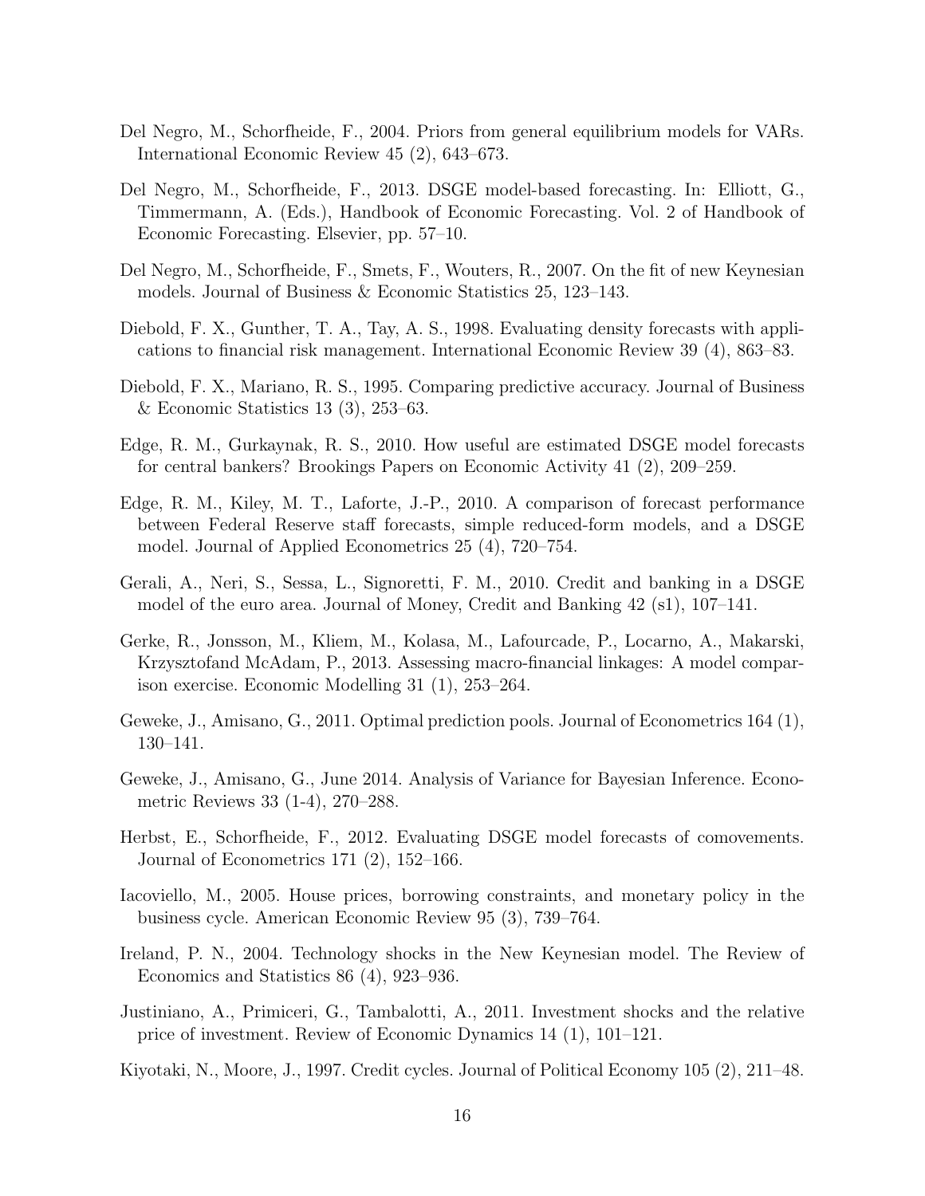Del Negro, M., Schorfheide, F., 2004. Priors from general equilibrium models for VARs. International Economic Review 45 (2), 643–673.

Del Negro, M., Schorfheide, F., 2013. DSGE model-based forecasting. In: Elliott, G., Timmermann, A. (Eds.), Handbook of Economic Forecasting. Vol. 2 of Handbook of Economic Forecasting. Elsevier, pp. 57–10.

Del Negro, M., Schorfheide, F., Smets, F., Wouters, R., 2007. On the fit of new Keynesian models. Journal of Business & Economic Statistics 25, 123–143.

Diebold, F. X., Gunther, T. A., Tay, A. S., 1998. Evaluating density forecasts with applications to financial risk management. International Economic Review 39 (4), 863–83.

Diebold, F. X., Mariano, R. S., 1995. Comparing predictive accuracy. Journal of Business & Economic Statistics 13 (3), 253–63.

Edge, R. M., Gurkaynak, R. S., 2010. How useful are estimated DSGE model forecasts for central bankers? Brookings Papers on Economic Activity 41 (2), 209–259.

Edge, R. M., Kiley, M. T., Laforte, J.-P., 2010. A comparison of forecast performance between Federal Reserve staff forecasts, simple reduced-form models, and a DSGE model. Journal of Applied Econometrics 25 (4), 720–754.

Gerali, A., Neri, S., Sessa, L., Signoretti, F. M., 2010. Credit and banking in a DSGE model of the euro area. Journal of Money, Credit and Banking 42 (s1), 107–141.

Gerke, R., Jonsson, M., Kliem, M., Kolasa, M., Lafourcade, P., Locarno, A., Makarski, Krzysztofand McAdam, P., 2013. Assessing macro-financial linkages: A model comparison exercise. Economic Modelling 31 (1), 253–264.

Geweke, J., Amisano, G., 2011. Optimal prediction pools. Journal of Econometrics 164 (1), 130–141.

Geweke, J., Amisano, G., June 2014. Analysis of Variance for Bayesian Inference. Econometric Reviews 33 (1-4), 270–288.

Herbst, E., Schorfheide, F., 2012. Evaluating DSGE model forecasts of comovements. Journal of Econometrics 171 (2), 152–166.

Iacoviello, M., 2005. House prices, borrowing constraints, and monetary policy in the business cycle. American Economic Review 95 (3), 739–764.

Ireland, P. N., 2004. Technology shocks in the New Keynesian model. The Review of Economics and Statistics 86 (4), 923–936.

Justiniano, A., Primiceri, G., Tambalotti, A., 2011. Investment shocks and the relative price of investment. Review of Economic Dynamics 14 (1), 101–121.

Kiyotaki, N., Moore, J., 1997. Credit cycles. Journal of Political Economy 105 (2), 211–48.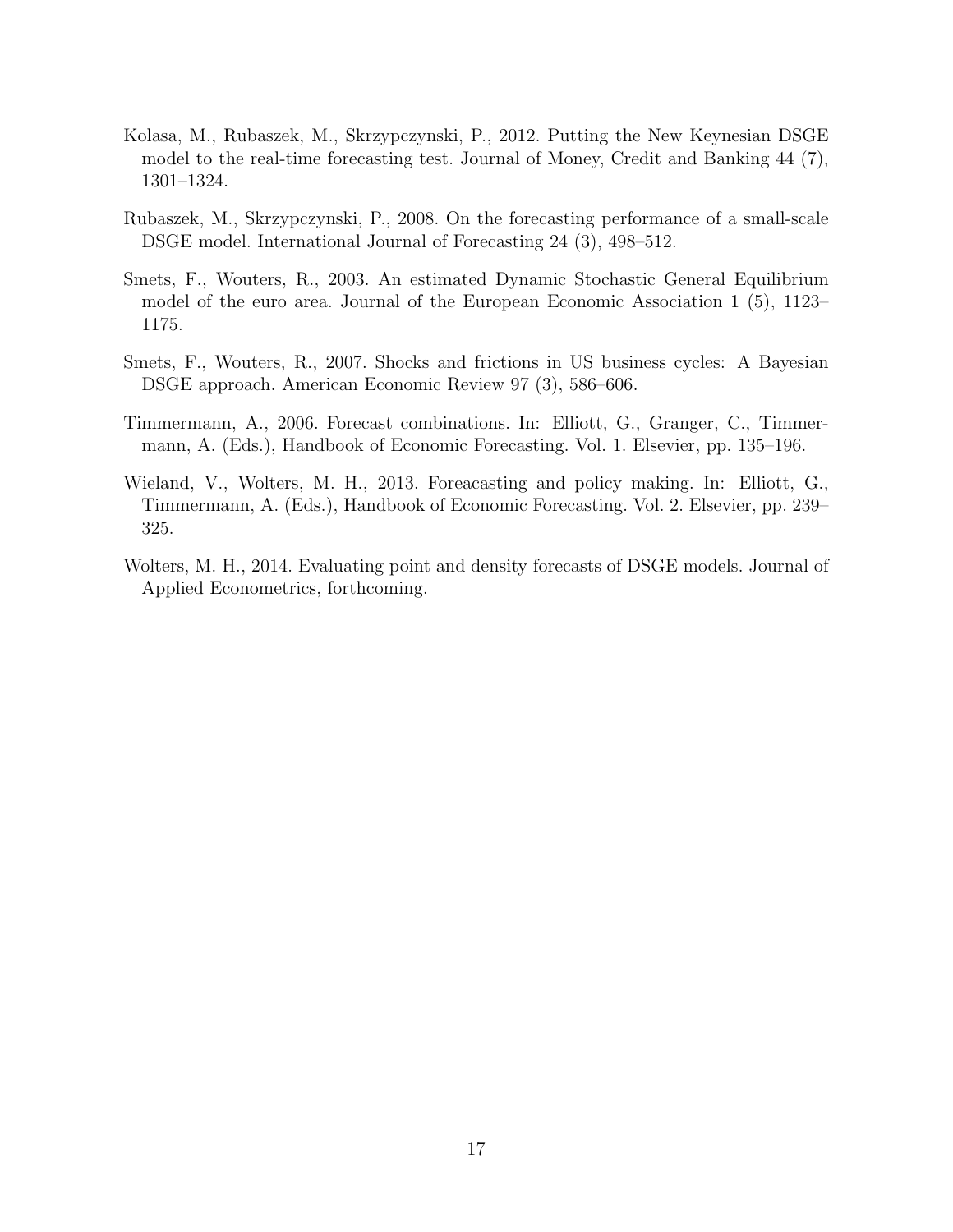Kolasa, M., Rubaszek, M., Skrzypczynski, P., 2012. Putting the New Keynesian DSGE model to the real-time forecasting test. Journal of Money, Credit and Banking 44 (7), 1301–1324.

Rubaszek, M., Skrzypczynski, P., 2008. On the forecasting performance of a small-scale DSGE model. International Journal of Forecasting 24 (3), 498–512.

Smets, F., Wouters, R., 2003. An estimated Dynamic Stochastic General Equilibrium model of the euro area. Journal of the European Economic Association 1 (5), 1123–1175.

Smets, F., Wouters, R., 2007. Shocks and frictions in US business cycles: A Bayesian DSGE approach. American Economic Review 97 (3), 586–606.

Timmermann, A., 2006. Forecast combinations. In: Elliott, G., Granger, C., Timmermann, A. (Eds.), Handbook of Economic Forecasting. Vol. 1. Elsevier, pp. 135–196.

Wieland, V., Wolters, M. H., 2013. Foreacasting and policy making. In: Elliott, G., Timmermann, A. (Eds.), Handbook of Economic Forecasting. Vol. 2. Elsevier, pp. 239–325.

Wolters, M. H., 2014. Evaluating point and density forecasts of DSGE models. Journal of Applied Econometrics, forthcoming.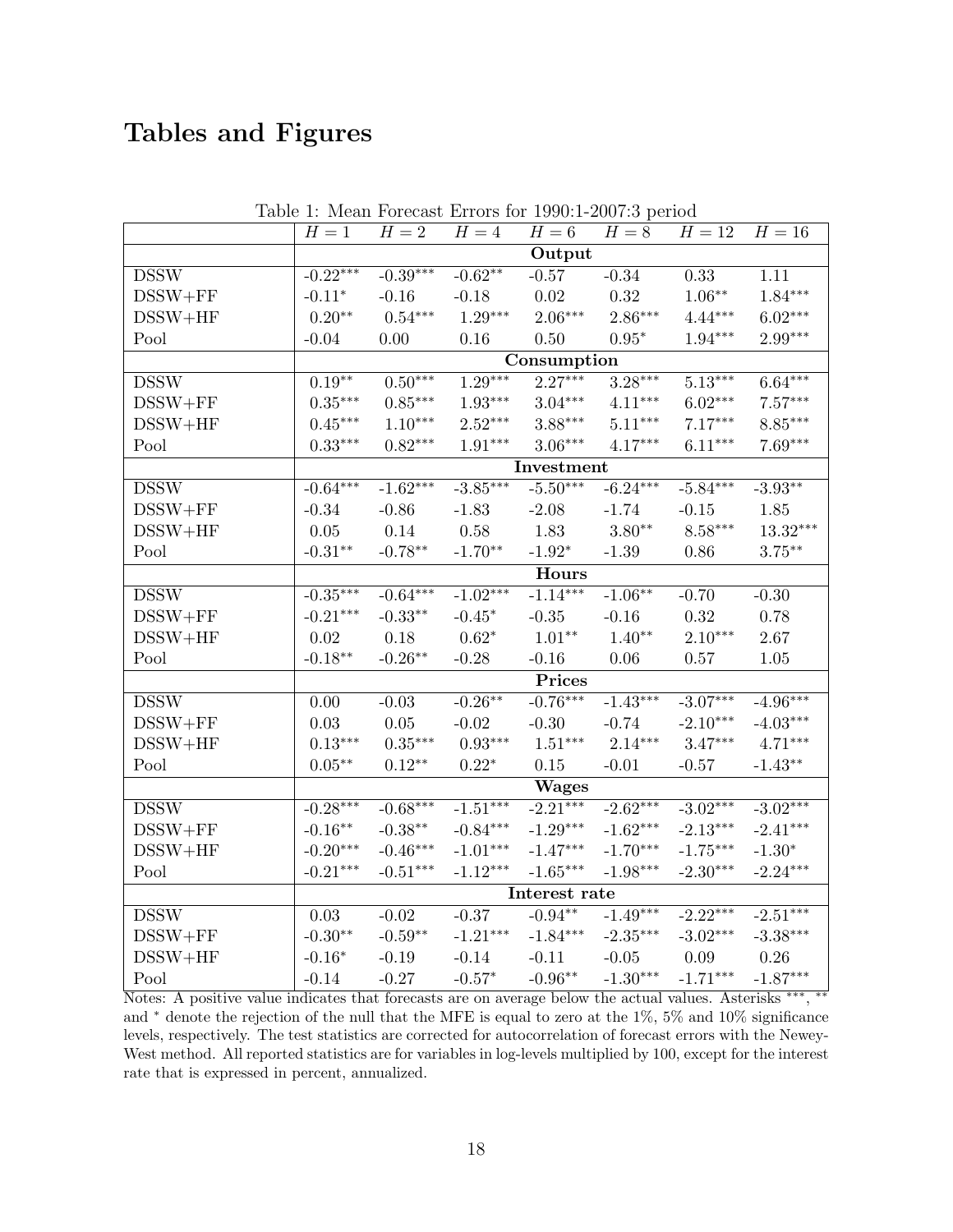# Tables and Figures

Table 1: Mean Forecast Errors for 1990:1-2007:3 period

| | $H=1$ | $H=2$ | $H=4$ | $H=6$ | $H=8$ | $H=12$ | $H=16$ |
|---|---|---|---|---|---|---|---|
| | **Output** | | | | | | |
| DSSW | -0.22*** | -0.39*** | -0.62** | -0.57 | -0.34 | 0.33 | 1.11 |
| DSSW+FF | -0.11* | -0.16 | -0.18 | 0.02 | 0.32 | 1.06** | 1.84*** |
| DSSW+HF | 0.20** | 0.54*** | 1.29*** | 2.06*** | 2.86*** | 4.44*** | 6.02*** |
| Pool | -0.04 | 0.00 | 0.16 | 0.50 | 0.95* | 1.94*** | 2.99*** |
| | **Consumption** | | | | | | |
| DSSW | 0.19** | 0.50*** | 1.29*** | 2.27*** | 3.28*** | 5.13*** | 6.64*** |
| DSSW+FF | 0.35*** | 0.85*** | 1.93*** | 3.04*** | 4.11*** | 6.02*** | 7.57*** |
| DSSW+HF | 0.45*** | 1.10*** | 2.52*** | 3.88*** | 5.11*** | 7.17*** | 8.85*** |
| Pool | 0.33*** | 0.82*** | 1.91*** | 3.06*** | 4.17*** | 6.11*** | 7.69*** |
| | **Investment** | | | | | | |
| DSSW | -0.64*** | -1.62*** | -3.85*** | -5.50*** | -6.24*** | -5.84*** | -3.93** |
| DSSW+FF | -0.34 | -0.86 | -1.83 | -2.08 | -1.74 | -0.15 | 1.85 |
| DSSW+HF | 0.05 | 0.14 | 0.58 | 1.83 | 3.80** | 8.58*** | 13.32*** |
| Pool | -0.31** | -0.78** | -1.70** | -1.92* | -1.39 | 0.86 | 3.75** |
| | **Hours** | | | | | | |
| DSSW | -0.35*** | -0.64*** | -1.02*** | -1.14*** | -1.06** | -0.70 | -0.30 |
| DSSW+FF | -0.21*** | -0.33** | -0.45* | -0.35 | -0.16 | 0.32 | 0.78 |
| DSSW+HF | 0.02 | 0.18 | 0.62* | 1.01** | 1.40** | 2.10*** | 2.67 |
| Pool | -0.18** | -0.26** | -0.28 | -0.16 | 0.06 | 0.57 | 1.05 |
| | **Prices** | | | | | | |
| DSSW | 0.00 | -0.03 | -0.26** | -0.76*** | -1.43*** | -3.07*** | -4.96*** |
| DSSW+FF | 0.03 | 0.05 | -0.02 | -0.30 | -0.74 | -2.10*** | -4.03*** |
| DSSW+HF | 0.13*** | 0.35*** | 0.93*** | 1.51*** | 2.14*** | 3.47*** | 4.71*** |
| Pool | 0.05** | 0.12** | 0.22* | 0.15 | -0.01 | -0.57 | -1.43** |
| | **Wages** | | | | | | |
| DSSW | -0.28*** | -0.68*** | -1.51*** | -2.21*** | -2.62*** | -3.02*** | -3.02*** |
| DSSW+FF | -0.16** | -0.38** | -0.84*** | -1.29*** | -1.62*** | -2.13*** | -2.41*** |
| DSSW+HF | -0.20*** | -0.46*** | -1.01*** | -1.47*** | -1.70*** | -1.75*** | -1.30* |
| Pool | -0.21*** | -0.51*** | -1.12*** | -1.65*** | -1.98*** | -2.30*** | -2.24*** |
| | **Interest rate** | | | | | | |
| DSSW | 0.03 | -0.02 | -0.37 | -0.94** | -1.49*** | -2.22*** | -2.51*** |
| DSSW+FF | -0.30** | -0.59** | -1.21*** | -1.84*** | -2.35*** | -3.02*** | -3.38*** |
| DSSW+HF | -0.16* | -0.19 | -0.14 | -0.11 | -0.05 | 0.09 | 0.26 |
| Pool | -0.14 | -0.27 | -0.57* | -0.96** | -1.30*** | -1.71*** | -1.87*** |

Notes: A positive value indicates that forecasts are on average below the actual values. Asterisks ***, ** and * denote the rejection of the null that the MFE is equal to zero at the 1%, 5% and 10% significance levels, respectively. The test statistics are corrected for autocorrelation of forecast errors with the Newey-West method. All reported statistics are for variables in log-levels multiplied by 100, except for the interest rate that is expressed in percent, annualized.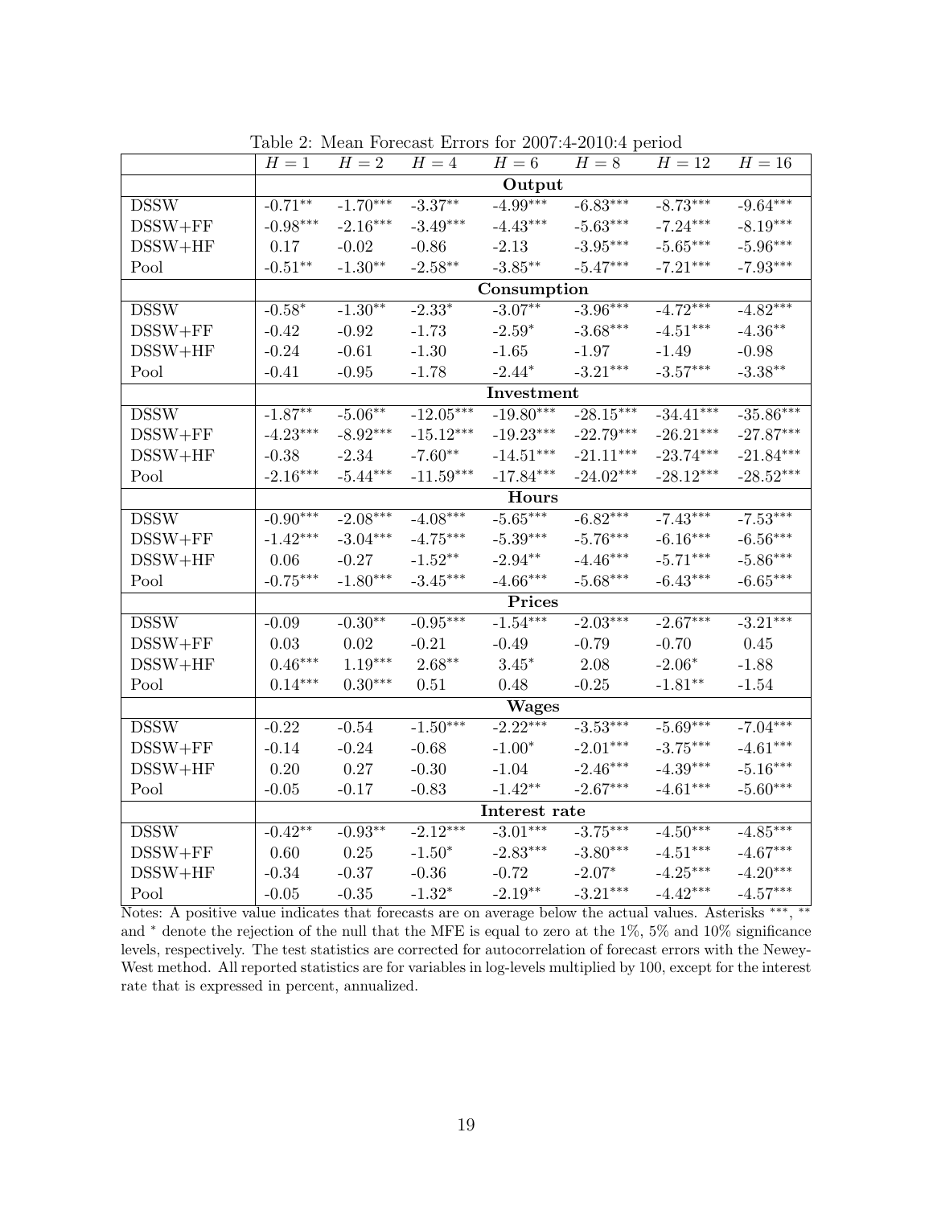Table 2: Mean Forecast Errors for 2007:4-2010:4 period

| | $H=1$ | $H=2$ | $H=4$ | $H=6$ | $H=8$ | $H=12$ | $H=16$ |
|---|---|---|---|---|---|---|---|
| | | | | **Output** | | | |
| DSSW | -0.71** | -1.70*** | -3.37** | -4.99*** | -6.83*** | -8.73*** | -9.64*** |
| DSSW+FF | -0.98*** | -2.16*** | -3.49*** | -4.43*** | -5.63*** | -7.24*** | -8.19*** |
| DSSW+HF | 0.17 | -0.02 | -0.86 | -2.13 | -3.95*** | -5.65*** | -5.96*** |
| Pool | -0.51** | -1.30** | -2.58** | -3.85** | -5.47*** | -7.21*** | -7.93*** |
| | | | | **Consumption** | | | |
| DSSW | -0.58* | -1.30** | -2.33* | -3.07** | -3.96*** | -4.72*** | -4.82*** |
| DSSW+FF | -0.42 | -0.92 | -1.73 | -2.59* | -3.68*** | -4.51*** | -4.36** |
| DSSW+HF | -0.24 | -0.61 | -1.30 | -1.65 | -1.97 | -1.49 | -0.98 |
| Pool | -0.41 | -0.95 | -1.78 | -2.44* | -3.21*** | -3.57*** | -3.38** |
| | | | | **Investment** | | | |
| DSSW | -1.87** | -5.06** | -12.05*** | -19.80*** | -28.15*** | -34.41*** | -35.86*** |
| DSSW+FF | -4.23*** | -8.92*** | -15.12*** | -19.23*** | -22.79*** | -26.21*** | -27.87*** |
| DSSW+HF | -0.38 | -2.34 | -7.60** | -14.51*** | -21.11*** | -23.74*** | -21.84*** |
| Pool | -2.16*** | -5.44*** | -11.59*** | -17.84*** | -24.02*** | -28.12*** | -28.52*** |
| | | | | **Hours** | | | |
| DSSW | -0.90*** | -2.08*** | -4.08*** | -5.65*** | -6.82*** | -7.43*** | -7.53*** |
| DSSW+FF | -1.42*** | -3.04*** | -4.75*** | -5.39*** | -5.76*** | -6.16*** | -6.56*** |
| DSSW+HF | 0.06 | -0.27 | -1.52** | -2.94** | -4.46*** | -5.71*** | -5.86*** |
| Pool | -0.75*** | -1.80*** | -3.45*** | -4.66*** | -5.68*** | -6.43*** | -6.65*** |
| | | | | **Prices** | | | |
| DSSW | -0.09 | -0.30** | -0.95*** | -1.54*** | -2.03*** | -2.67*** | -3.21*** |
| DSSW+FF | 0.03 | 0.02 | -0.21 | -0.49 | -0.79 | -0.70 | 0.45 |
| DSSW+HF | 0.46*** | 1.19*** | 2.68** | 3.45* | 2.08 | -2.06* | -1.88 |
| Pool | 0.14*** | 0.30*** | 0.51 | 0.48 | -0.25 | -1.81** | -1.54 |
| | | | | **Wages** | | | |
| DSSW | -0.22 | -0.54 | -1.50*** | -2.22*** | -3.53*** | -5.69*** | -7.04*** |
| DSSW+FF | -0.14 | -0.24 | -0.68 | -1.00* | -2.01*** | -3.75*** | -4.61*** |
| DSSW+HF | 0.20 | 0.27 | -0.30 | -1.04 | -2.46*** | -4.39*** | -5.16*** |
| Pool | -0.05 | -0.17 | -0.83 | -1.42** | -2.67*** | -4.61*** | -5.60*** |
| | | | | **Interest rate** | | | |
| DSSW | -0.42** | -0.93** | -2.12*** | -3.01*** | -3.75*** | -4.50*** | -4.85*** |
| DSSW+FF | 0.60 | 0.25 | -1.50* | -2.83*** | -3.80*** | -4.51*** | -4.67*** |
| DSSW+HF | -0.34 | -0.37 | -0.36 | -0.72 | -2.07* | -4.25*** | -4.20*** |
| Pool | -0.05 | -0.35 | -1.32* | -2.19** | -3.21*** | -4.42*** | -4.57*** |

Notes: A positive value indicates that forecasts are on average below the actual values. Asterisks ***, ** and * denote the rejection of the null that the MFE is equal to zero at the 1%, 5% and 10% significance levels, respectively. The test statistics are corrected for autocorrelation of forecast errors with the Newey-West method. All reported statistics are for variables in log-levels multiplied by 100, except for the interest rate that is expressed in percent, annualized.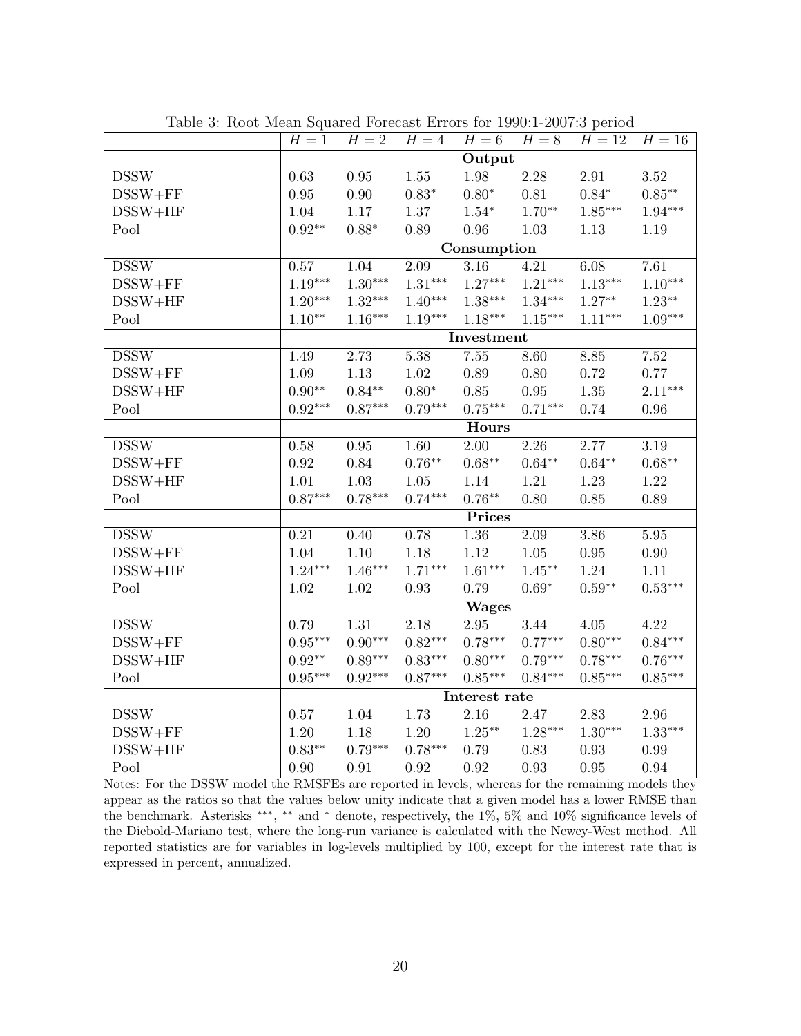Table 3: Root Mean Squared Forecast Errors for 1990:1-2007:3 period

| | $H = 1$ | $H = 2$ | $H = 4$ | $H = 6$ | $H = 8$ | $H = 12$ | $H = 16$ |
|---|---|---|---|---|---|---|---|
| | | | | **Output** | | | |
| DSSW | 0.63 | 0.95 | 1.55 | 1.98 | 2.28 | 2.91 | 3.52 |
| DSSW+FF | 0.95 | 0.90 | $0.83^{*}$ | $0.80^{*}$ | 0.81 | $0.84^{*}$ | $0.85^{**}$ |
| DSSW+HF | 1.04 | 1.17 | 1.37 | $1.54^{*}$ | $1.70^{**}$ | $1.85^{***}$ | $1.94^{***}$ |
| Pool | $0.92^{**}$ | $0.88^{*}$ | 0.89 | 0.96 | 1.03 | 1.13 | 1.19 |
| | | | | **Consumption** | | | |
| DSSW | 0.57 | 1.04 | 2.09 | 3.16 | 4.21 | 6.08 | 7.61 |
| DSSW+FF | $1.19^{***}$ | $1.30^{***}$ | $1.31^{***}$ | $1.27^{***}$ | $1.21^{***}$ | $1.13^{***}$ | $1.10^{***}$ |
| DSSW+HF | $1.20^{***}$ | $1.32^{***}$ | $1.40^{***}$ | $1.38^{***}$ | $1.34^{***}$ | $1.27^{**}$ | $1.23^{**}$ |
| Pool | $1.10^{**}$ | $1.16^{***}$ | $1.19^{***}$ | $1.18^{***}$ | $1.15^{***}$ | $1.11^{***}$ | $1.09^{***}$ |
| | | | | **Investment** | | | |
| DSSW | 1.49 | 2.73 | 5.38 | 7.55 | 8.60 | 8.85 | 7.52 |
| DSSW+FF | 1.09 | 1.13 | 1.02 | 0.89 | 0.80 | 0.72 | 0.77 |
| DSSW+HF | $0.90^{**}$ | $0.84^{**}$ | $0.80^{*}$ | 0.85 | 0.95 | 1.35 | $2.11^{***}$ |
| Pool | $0.92^{***}$ | $0.87^{***}$ | $0.79^{***}$ | $0.75^{***}$ | $0.71^{***}$ | 0.74 | 0.96 |
| | | | | **Hours** | | | |
| DSSW | 0.58 | 0.95 | 1.60 | 2.00 | 2.26 | 2.77 | 3.19 |
| DSSW+FF | 0.92 | 0.84 | $0.76^{**}$ | $0.68^{**}$ | $0.64^{**}$ | $0.64^{**}$ | $0.68^{**}$ |
| DSSW+HF | 1.01 | 1.03 | 1.05 | 1.14 | 1.21 | 1.23 | 1.22 |
| Pool | $0.87^{***}$ | $0.78^{***}$ | $0.74^{***}$ | $0.76^{**}$ | 0.80 | 0.85 | 0.89 |
| | | | | **Prices** | | | |
| DSSW | 0.21 | 0.40 | 0.78 | 1.36 | 2.09 | 3.86 | 5.95 |
| DSSW+FF | 1.04 | 1.10 | 1.18 | 1.12 | 1.05 | 0.95 | 0.90 |
| DSSW+HF | $1.24^{***}$ | $1.46^{***}$ | $1.71^{***}$ | $1.61^{***}$ | $1.45^{**}$ | 1.24 | 1.11 |
| Pool | 1.02 | 1.02 | 0.93 | 0.79 | $0.69^{*}$ | $0.59^{**}$ | $0.53^{***}$ |
| | | | | **Wages** | | | |
| DSSW | 0.79 | 1.31 | 2.18 | 2.95 | 3.44 | 4.05 | 4.22 |
| DSSW+FF | $0.95^{***}$ | $0.90^{***}$ | $0.82^{***}$ | $0.78^{***}$ | $0.77^{***}$ | $0.80^{***}$ | $0.84^{***}$ |
| DSSW+HF | $0.92^{**}$ | $0.89^{***}$ | $0.83^{***}$ | $0.80^{***}$ | $0.79^{***}$ | $0.78^{***}$ | $0.76^{***}$ |
| Pool | $0.95^{***}$ | $0.92^{***}$ | $0.87^{***}$ | $0.85^{***}$ | $0.84^{***}$ | $0.85^{***}$ | $0.85^{***}$ |
| | | | | **Interest rate** | | | |
| DSSW | 0.57 | 1.04 | 1.73 | 2.16 | 2.47 | 2.83 | 2.96 |
| DSSW+FF | 1.20 | 1.18 | 1.20 | $1.25^{**}$ | $1.28^{***}$ | $1.30^{***}$ | $1.33^{***}$ |
| DSSW+HF | $0.83^{**}$ | $0.79^{***}$ | $0.78^{***}$ | 0.79 | 0.83 | 0.93 | 0.99 |
| Pool | 0.90 | 0.91 | 0.92 | 0.92 | 0.93 | 0.95 | 0.94 |

Notes: For the DSSW model the RMSFEs are reported in levels, whereas for the remaining models they appear as the ratios so that the values below unity indicate that a given model has a lower RMSE than the benchmark. Asterisks $^{***}$, $^{**}$ and $^{*}$ denote, respectively, the 1%, 5% and 10% significance levels of the Diebold-Mariano test, where the long-run variance is calculated with the Newey-West method. All reported statistics are for variables in log-levels multiplied by 100, except for the interest rate that is expressed in percent, annualized.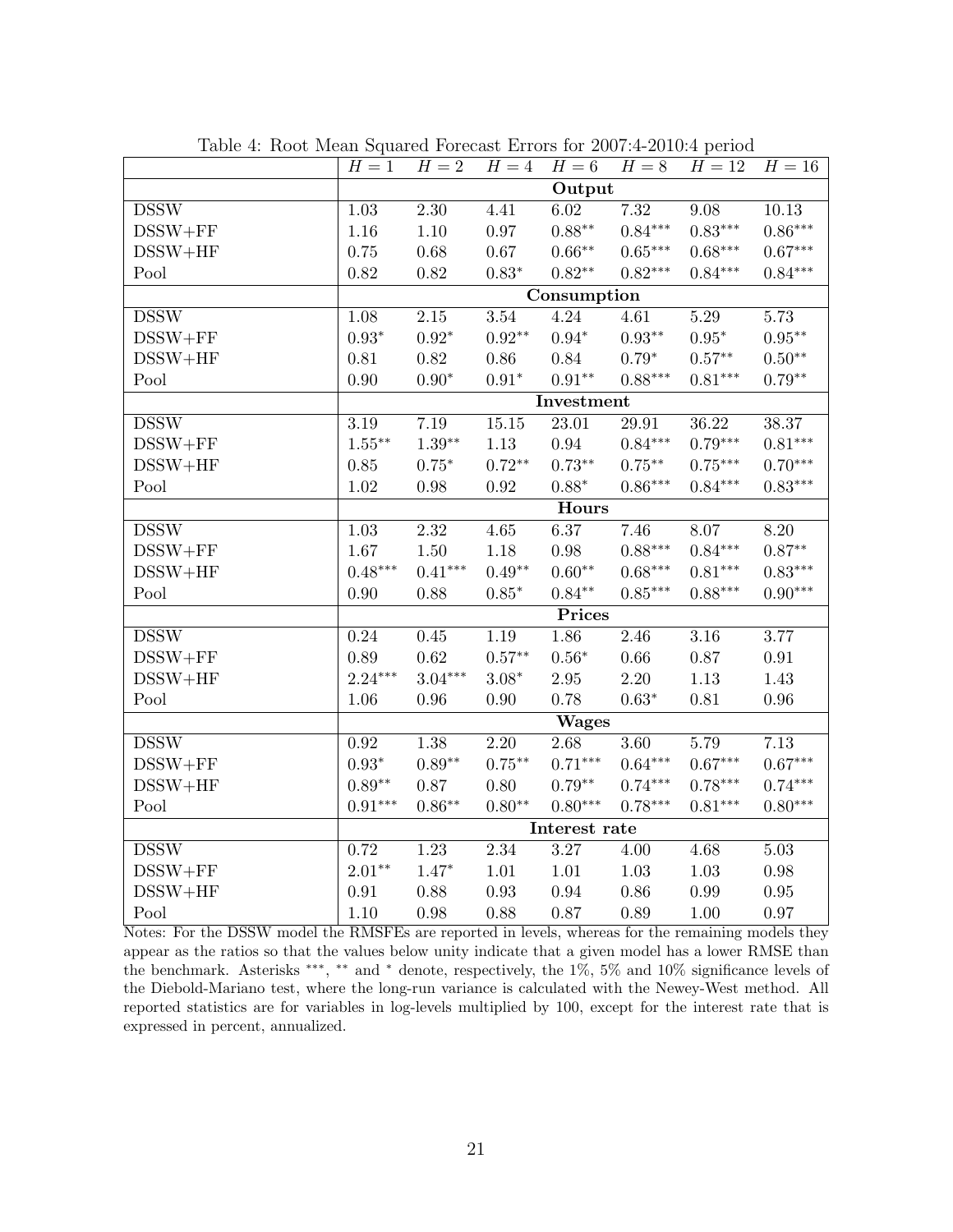Table 4: Root Mean Squared Forecast Errors for 2007:4-2010:4 period

| | $H=1$ | $H=2$ | $H=4$ | $H=6$ | $H=8$ | $H=12$ | $H=16$ |
|---|---|---|---|---|---|---|---|
| | | | | **Output** | | | |
| DSSW | 1.03 | 2.30 | 4.41 | 6.02 | 7.32 | 9.08 | 10.13 |
| DSSW+FF | 1.16 | 1.10 | 0.97 | $0.88^{**}$ | $0.84^{***}$ | $0.83^{***}$ | $0.86^{***}$ |
| DSSW+HF | 0.75 | 0.68 | 0.67 | $0.66^{**}$ | $0.65^{***}$ | $0.68^{***}$ | $0.67^{***}$ |
| Pool | 0.82 | 0.82 | $0.83^{*}$ | $0.82^{**}$ | $0.82^{***}$ | $0.84^{***}$ | $0.84^{***}$ |
| | | | | **Consumption** | | | |
| DSSW | 1.08 | 2.15 | 3.54 | 4.24 | 4.61 | 5.29 | 5.73 |
| DSSW+FF | $0.93^{*}$ | $0.92^{*}$ | $0.92^{**}$ | $0.94^{*}$ | $0.93^{**}$ | $0.95^{*}$ | $0.95^{**}$ |
| DSSW+HF | 0.81 | 0.82 | 0.86 | 0.84 | $0.79^{*}$ | $0.57^{**}$ | $0.50^{**}$ |
| Pool | 0.90 | $0.90^{*}$ | $0.91^{*}$ | $0.91^{**}$ | $0.88^{***}$ | $0.81^{***}$ | $0.79^{**}$ |
| | | | | **Investment** | | | |
| DSSW | 3.19 | 7.19 | 15.15 | 23.01 | 29.91 | 36.22 | 38.37 |
| DSSW+FF | $1.55^{**}$ | $1.39^{**}$ | 1.13 | 0.94 | $0.84^{***}$ | $0.79^{***}$ | $0.81^{***}$ |
| DSSW+HF | 0.85 | $0.75^{*}$ | $0.72^{**}$ | $0.73^{**}$ | $0.75^{**}$ | $0.75^{***}$ | $0.70^{***}$ |
| Pool | 1.02 | 0.98 | 0.92 | $0.88^{*}$ | $0.86^{***}$ | $0.84^{***}$ | $0.83^{***}$ |
| | | | | **Hours** | | | |
| DSSW | 1.03 | 2.32 | 4.65 | 6.37 | 7.46 | 8.07 | 8.20 |
| DSSW+FF | 1.67 | 1.50 | 1.18 | 0.98 | $0.88^{***}$ | $0.84^{***}$ | $0.87^{**}$ |
| DSSW+HF | $0.48^{***}$ | $0.41^{***}$ | $0.49^{**}$ | $0.60^{**}$ | $0.68^{***}$ | $0.81^{***}$ | $0.83^{***}$ |
| Pool | 0.90 | 0.88 | $0.85^{*}$ | $0.84^{**}$ | $0.85^{***}$ | $0.88^{***}$ | $0.90^{***}$ |
| | | | | **Prices** | | | |
| DSSW | 0.24 | 0.45 | 1.19 | 1.86 | 2.46 | 3.16 | 3.77 |
| DSSW+FF | 0.89 | 0.62 | $0.57^{**}$ | $0.56^{*}$ | 0.66 | 0.87 | 0.91 |
| DSSW+HF | $2.24^{***}$ | $3.04^{***}$ | $3.08^{*}$ | 2.95 | 2.20 | 1.13 | 1.43 |
| Pool | 1.06 | 0.96 | 0.90 | 0.78 | $0.63^{*}$ | 0.81 | 0.96 |
| | | | | **Wages** | | | |
| DSSW | 0.92 | 1.38 | 2.20 | 2.68 | 3.60 | 5.79 | 7.13 |
| DSSW+FF | $0.93^{*}$ | $0.89^{**}$ | $0.75^{**}$ | $0.71^{***}$ | $0.64^{***}$ | $0.67^{***}$ | $0.67^{***}$ |
| DSSW+HF | $0.89^{**}$ | 0.87 | 0.80 | $0.79^{**}$ | $0.74^{***}$ | $0.78^{***}$ | $0.74^{***}$ |
| Pool | $0.91^{***}$ | $0.86^{**}$ | $0.80^{**}$ | $0.80^{***}$ | $0.78^{***}$ | $0.81^{***}$ | $0.80^{***}$ |
| | | | | **Interest rate** | | | |
| DSSW | 0.72 | 1.23 | 2.34 | 3.27 | 4.00 | 4.68 | 5.03 |
| DSSW+FF | $2.01^{**}$ | $1.47^{*}$ | 1.01 | 1.01 | 1.03 | 1.03 | 0.98 |
| DSSW+HF | 0.91 | 0.88 | 0.93 | 0.94 | 0.86 | 0.99 | 0.95 |
| Pool | 1.10 | 0.98 | 0.88 | 0.87 | 0.89 | 1.00 | 0.97 |

Notes: For the DSSW model the RMSFEs are reported in levels, whereas for the remaining models they appear as the ratios so that the values below unity indicate that a given model has a lower RMSE than the benchmark. Asterisks $^{***}$, $^{**}$ and $^{*}$ denote, respectively, the 1%, 5% and 10% significance levels of the Diebold-Mariano test, where the long-run variance is calculated with the Newey-West method. All reported statistics are for variables in log-levels multiplied by 100, except for the interest rate that is expressed in percent, annualized.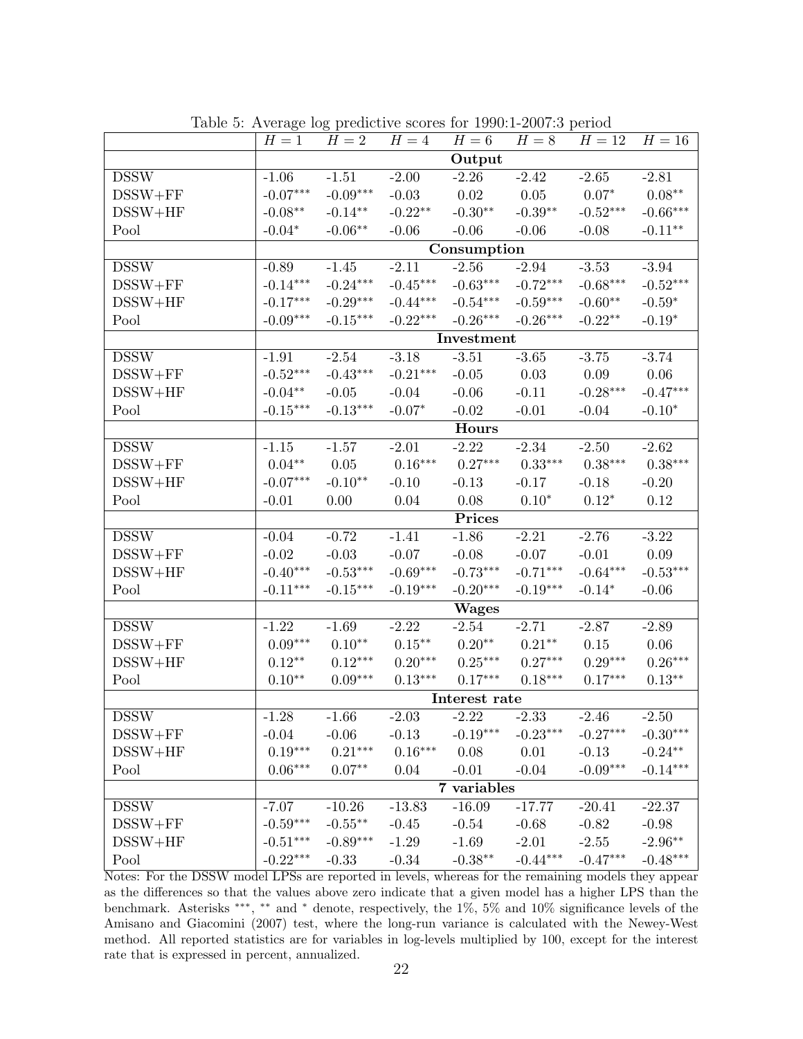Table 5: Average log predictive scores for 1990:1-2007:3 period

| | $H = 1$ | $H = 2$ | $H = 4$ | $H = 6$ | $H = 8$ | $H = 12$ | $H = 16$ |
|---|---|---|---|---|---|---|---|
| | **Output** | | | | | | |
| DSSW | -1.06 | -1.51 | -2.00 | -2.26 | -2.42 | -2.65 | -2.81 |
| DSSW+FF | -0.07*** | -0.09*** | -0.03 | 0.02 | 0.05 | 0.07* | 0.08** |
| DSSW+HF | -0.08** | -0.14** | -0.22** | -0.30** | -0.39** | -0.52*** | -0.66*** |
| Pool | -0.04* | -0.06** | -0.06 | -0.06 | -0.06 | -0.08 | -0.11** |
| | **Consumption** | | | | | | |
| DSSW | -0.89 | -1.45 | -2.11 | -2.56 | -2.94 | -3.53 | -3.94 |
| DSSW+FF | -0.14*** | -0.24*** | -0.45*** | -0.63*** | -0.72*** | -0.68*** | -0.52*** |
| DSSW+HF | -0.17*** | -0.29*** | -0.44*** | -0.54*** | -0.59*** | -0.60** | -0.59* |
| Pool | -0.09*** | -0.15*** | -0.22*** | -0.26*** | -0.26*** | -0.22** | -0.19* |
| | **Investment** | | | | | | |
| DSSW | -1.91 | -2.54 | -3.18 | -3.51 | -3.65 | -3.75 | -3.74 |
| DSSW+FF | -0.52*** | -0.43*** | -0.21*** | -0.05 | 0.03 | 0.09 | 0.06 |
| DSSW+HF | -0.04** | -0.05 | -0.04 | -0.06 | -0.11 | -0.28*** | -0.47*** |
| Pool | -0.15*** | -0.13*** | -0.07* | -0.02 | -0.01 | -0.04 | -0.10* |
| | **Hours** | | | | | | |
| DSSW | -1.15 | -1.57 | -2.01 | -2.22 | -2.34 | -2.50 | -2.62 |
| DSSW+FF | 0.04** | 0.05 | 0.16*** | 0.27*** | 0.33*** | 0.38*** | 0.38*** |
| DSSW+HF | -0.07*** | -0.10** | -0.10 | -0.13 | -0.17 | -0.18 | -0.20 |
| Pool | -0.01 | 0.00 | 0.04 | 0.08 | 0.10* | 0.12* | 0.12 |
| | **Prices** | | | | | | |
| DSSW | -0.04 | -0.72 | -1.41 | -1.86 | -2.21 | -2.76 | -3.22 |
| DSSW+FF | -0.02 | -0.03 | -0.07 | -0.08 | -0.07 | -0.01 | 0.09 |
| DSSW+HF | -0.40*** | -0.53*** | -0.69*** | -0.73*** | -0.71*** | -0.64*** | -0.53*** |
| Pool | -0.11*** | -0.15*** | -0.19*** | -0.20*** | -0.19*** | -0.14* | -0.06 |
| | **Wages** | | | | | | |
| DSSW | -1.22 | -1.69 | -2.22 | -2.54 | -2.71 | -2.87 | -2.89 |
| DSSW+FF | 0.09*** | 0.10** | 0.15** | 0.20** | 0.21** | 0.15 | 0.06 |
| DSSW+HF | 0.12** | 0.12*** | 0.20*** | 0.25*** | 0.27*** | 0.29*** | 0.26*** |
| Pool | 0.10** | 0.09*** | 0.13*** | 0.17*** | 0.18*** | 0.17*** | 0.13** |
| | **Interest rate** | | | | | | |
| DSSW | -1.28 | -1.66 | -2.03 | -2.22 | -2.33 | -2.46 | -2.50 |
| DSSW+FF | -0.04 | -0.06 | -0.13 | -0.19*** | -0.23*** | -0.27*** | -0.30*** |
| DSSW+HF | 0.19*** | 0.21*** | 0.16*** | 0.08 | 0.01 | -0.13 | -0.24** |
| Pool | 0.06*** | 0.07** | 0.04 | -0.01 | -0.04 | -0.09*** | -0.14*** |
| | **7 variables** | | | | | | |
| DSSW | -7.07 | -10.26 | -13.83 | -16.09 | -17.77 | -20.41 | -22.37 |
| DSSW+FF | -0.59*** | -0.55** | -0.45 | -0.54 | -0.68 | -0.82 | -0.98 |
| DSSW+HF | -0.51*** | -0.89*** | -1.29 | -1.69 | -2.01 | -2.55 | -2.96** |
| Pool | -0.22*** | -0.33 | -0.34 | -0.38** | -0.44*** | -0.47*** | -0.48*** |

Notes: For the DSSW model LPSs are reported in levels, whereas for the remaining models they appear as the differences so that the values above zero indicate that a given model has a higher LPS than the benchmark. Asterisks ***, ** and * denote, respectively, the 1%, 5% and 10% significance levels of the Amisano and Giacomini (2007) test, where the long-run variance is calculated with the Newey-West method. All reported statistics are for variables in log-levels multiplied by 100, except for the interest rate that is expressed in percent, annualized.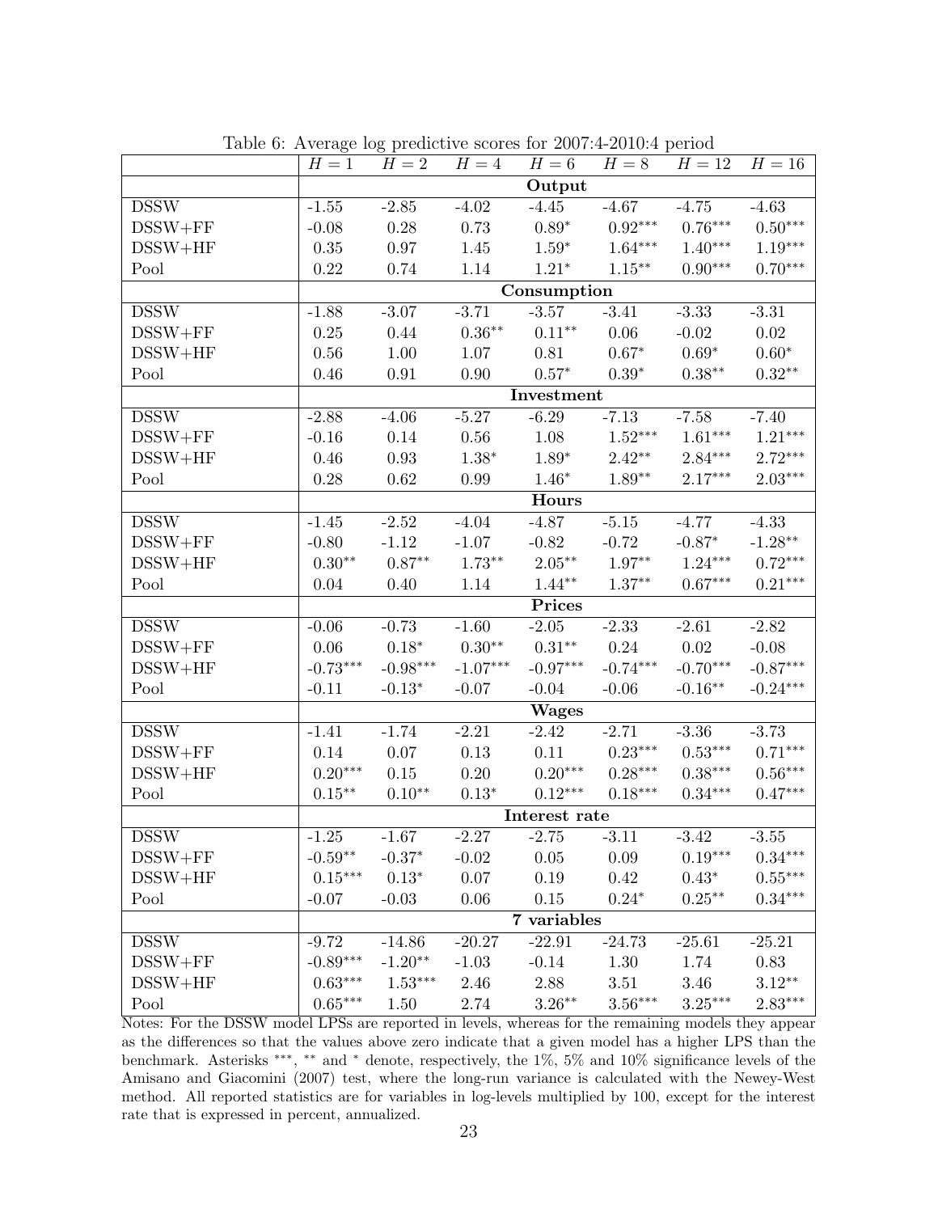Table 6: Average log predictive scores for 2007:4-2010:4 period

| | $H=1$ | $H=2$ | $H=4$ | $H=6$ | $H=8$ | $H=12$ | $H=16$ |
|---|---|---|---|---|---|---|---|
| | | | | **Output** | | | |
| DSSW | -1.55 | -2.85 | -4.02 | -4.45 | -4.67 | -4.75 | -4.63 |
| DSSW+FF | -0.08 | 0.28 | 0.73 | $0.89^{*}$ | $0.92^{***}$ | $0.76^{***}$ | $0.50^{***}$ |
| DSSW+HF | 0.35 | 0.97 | 1.45 | $1.59^{*}$ | $1.64^{***}$ | $1.40^{***}$ | $1.19^{***}$ |
| Pool | 0.22 | 0.74 | 1.14 | $1.21^{*}$ | $1.15^{**}$ | $0.90^{***}$ | $0.70^{***}$ |
| | | | | **Consumption** | | | |
| DSSW | -1.88 | -3.07 | -3.71 | -3.57 | -3.41 | -3.33 | -3.31 |
| DSSW+FF | 0.25 | 0.44 | $0.36^{**}$ | $0.11^{**}$ | 0.06 | -0.02 | 0.02 |
| DSSW+HF | 0.56 | 1.00 | 1.07 | 0.81 | $0.67^{*}$ | $0.69^{*}$ | $0.60^{*}$ |
| Pool | 0.46 | 0.91 | 0.90 | $0.57^{*}$ | $0.39^{*}$ | $0.38^{**}$ | $0.32^{**}$ |
| | | | | **Investment** | | | |
| DSSW | -2.88 | -4.06 | -5.27 | -6.29 | -7.13 | -7.58 | -7.40 |
| DSSW+FF | -0.16 | 0.14 | 0.56 | 1.08 | $1.52^{***}$ | $1.61^{***}$ | $1.21^{***}$ |
| DSSW+HF | 0.46 | 0.93 | $1.38^{*}$ | $1.89^{*}$ | $2.42^{**}$ | $2.84^{***}$ | $2.72^{***}$ |
| Pool | 0.28 | 0.62 | 0.99 | $1.46^{*}$ | $1.89^{**}$ | $2.17^{***}$ | $2.03^{***}$ |
| | | | | **Hours** | | | |
| DSSW | -1.45 | -2.52 | -4.04 | -4.87 | -5.15 | -4.77 | -4.33 |
| DSSW+FF | -0.80 | -1.12 | -1.07 | -0.82 | -0.72 | $-0.87^{*}$ | $-1.28^{**}$ |
| DSSW+HF | $0.30^{**}$ | $0.87^{**}$ | $1.73^{**}$ | $2.05^{**}$ | $1.97^{**}$ | $1.24^{***}$ | $0.72^{***}$ |
| Pool | 0.04 | 0.40 | 1.14 | $1.44^{**}$ | $1.37^{**}$ | $0.67^{***}$ | $0.21^{***}$ |
| | | | | **Prices** | | | |
| DSSW | -0.06 | -0.73 | -1.60 | -2.05 | -2.33 | -2.61 | -2.82 |
| DSSW+FF | 0.06 | $0.18^{*}$ | $0.30^{**}$ | $0.31^{**}$ | 0.24 | 0.02 | -0.08 |
| DSSW+HF | $-0.73^{***}$ | $-0.98^{***}$ | $-1.07^{***}$ | $-0.97^{***}$ | $-0.74^{***}$ | $-0.70^{***}$ | $-0.87^{***}$ |
| Pool | -0.11 | $-0.13^{*}$ | -0.07 | -0.04 | -0.06 | $-0.16^{**}$ | $-0.24^{***}$ |
| | | | | **Wages** | | | |
| DSSW | -1.41 | -1.74 | -2.21 | -2.42 | -2.71 | -3.36 | -3.73 |
| DSSW+FF | 0.14 | 0.07 | 0.13 | 0.11 | $0.23^{***}$ | $0.53^{***}$ | $0.71^{***}$ |
| DSSW+HF | $0.20^{***}$ | 0.15 | 0.20 | $0.20^{***}$ | $0.28^{***}$ | $0.38^{***}$ | $0.56^{***}$ |
| Pool | $0.15^{**}$ | $0.10^{**}$ | $0.13^{*}$ | $0.12^{***}$ | $0.18^{***}$ | $0.34^{***}$ | $0.47^{***}$ |
| | | | | **Interest rate** | | | |
| DSSW | -1.25 | -1.67 | -2.27 | -2.75 | -3.11 | -3.42 | -3.55 |
| DSSW+FF | $-0.59^{**}$ | $-0.37^{*}$ | -0.02 | 0.05 | 0.09 | $0.19^{***}$ | $0.34^{***}$ |
| DSSW+HF | $0.15^{***}$ | $0.13^{*}$ | 0.07 | 0.19 | 0.42 | $0.43^{*}$ | $0.55^{***}$ |
| Pool | -0.07 | -0.03 | 0.06 | 0.15 | $0.24^{*}$ | $0.25^{**}$ | $0.34^{***}$ |
| | | | | **7 variables** | | | |
| DSSW | -9.72 | -14.86 | -20.27 | -22.91 | -24.73 | -25.61 | -25.21 |
| DSSW+FF | $-0.89^{***}$ | $-1.20^{**}$ | -1.03 | -0.14 | 1.30 | 1.74 | 0.83 |
| DSSW+HF | $0.63^{***}$ | $1.53^{***}$ | 2.46 | 2.88 | 3.51 | 3.46 | $3.12^{**}$ |
| Pool | $0.65^{***}$ | 1.50 | 2.74 | $3.26^{**}$ | $3.56^{***}$ | $3.25^{***}$ | $2.83^{***}$ |

Notes: For the DSSW model LPSs are reported in levels, whereas for the remaining models they appear as the differences so that the values above zero indicate that a given model has a higher LPS than the benchmark. Asterisks $^{***}$, $^{**}$ and $^{*}$ denote, respectively, the 1%, 5% and 10% significance levels of the Amisano and Giacomini (2007) test, where the long-run variance is calculated with the Newey-West method. All reported statistics are for variables in log-levels multiplied by 100, except for the interest rate that is expressed in percent, annualized.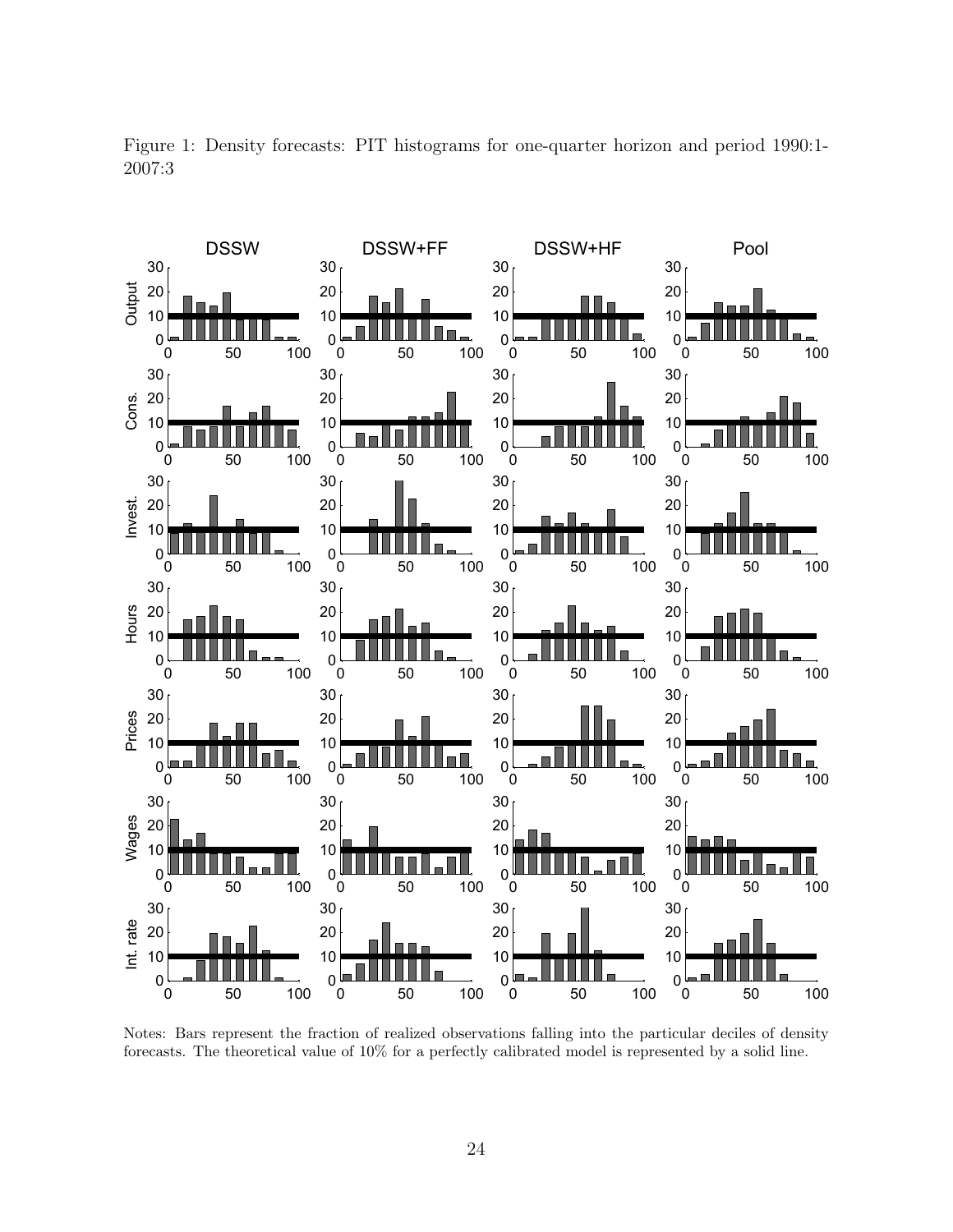Figure 1: Density forecasts: PIT histograms for one-quarter horizon and period 1990:1-2007:3

Notes: Bars represent the fraction of realized observations falling into the particular deciles of density forecasts. The theoretical value of 10% for a perfectly calibrated model is represented by a solid line.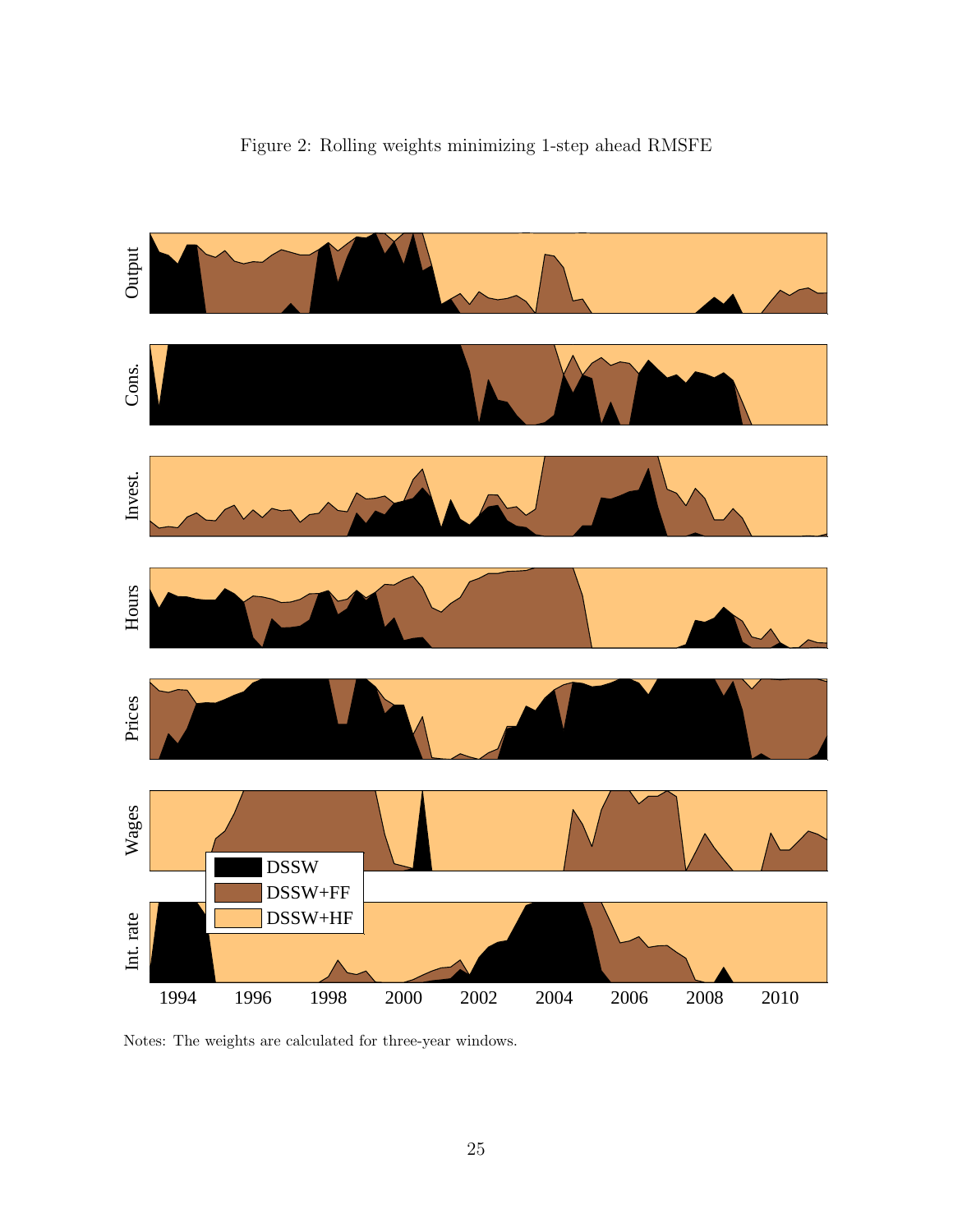Figure 2: Rolling weights minimizing 1-step ahead RMSFE

Notes: The weights are calculated for three-year windows.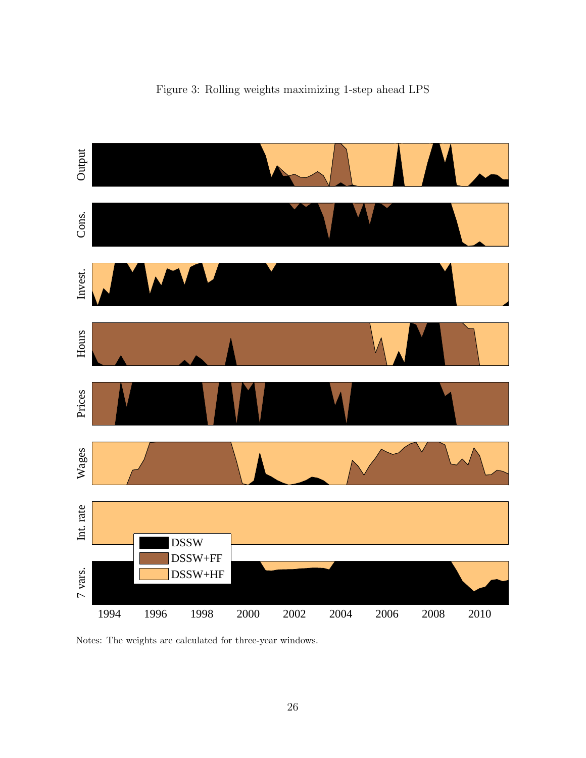Figure 3: Rolling weights maximizing 1-step ahead LPS

Notes: The weights are calculated for three-year windows.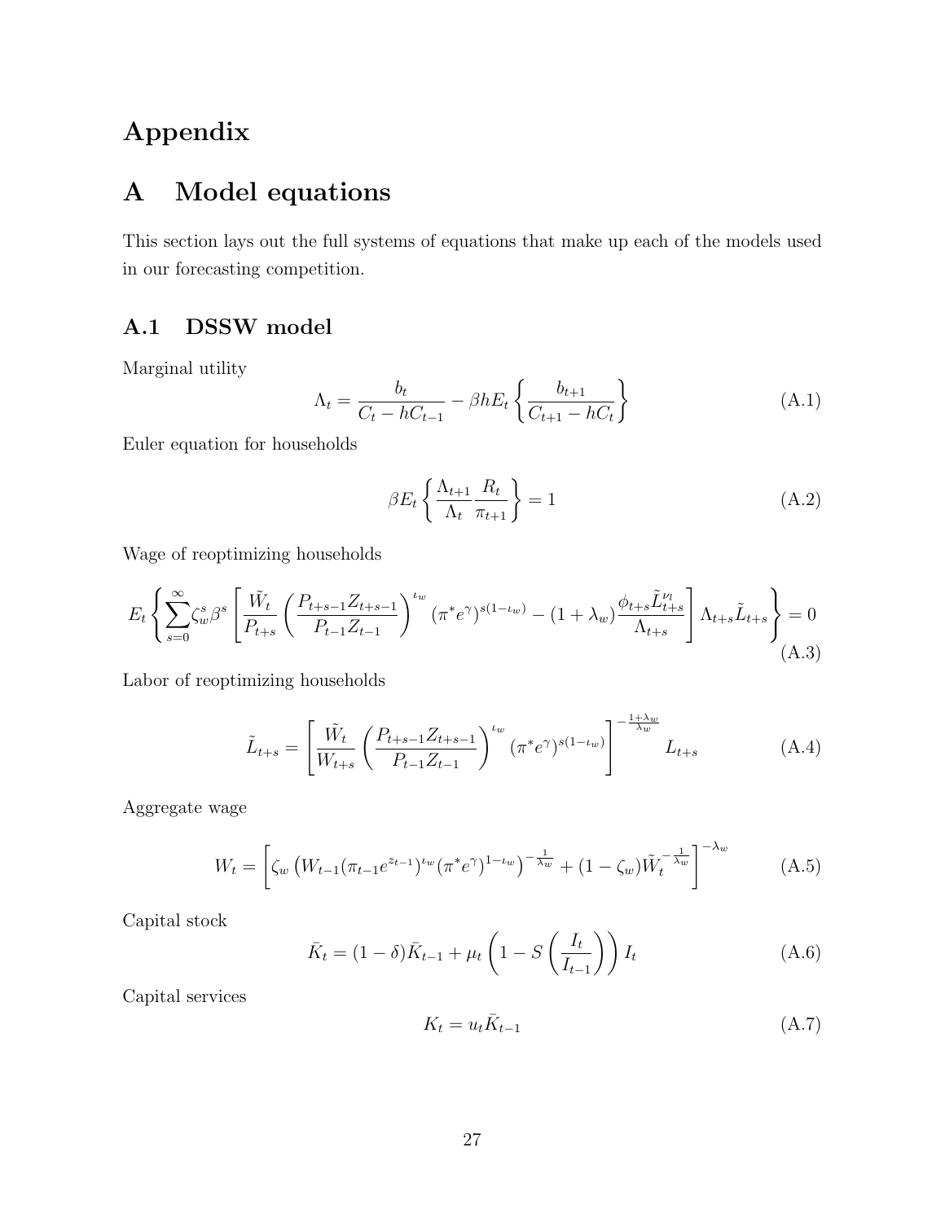# Appendix

# A Model equations

This section lays out the full systems of equations that make up each of the models used in our forecasting competition.

## A.1 DSSW model

Marginal utility

$$\Lambda_t = \frac{b_t}{C_t - hC_{t-1}} - \beta h E_t \left\{ \frac{b_{t+1}}{C_{t+1} - hC_t} \right\} \tag{A.1}$$

Euler equation for households

$$\beta E_t \left\{ \frac{\Lambda_{t+1}}{\Lambda_t} \frac{R_t}{\pi_{t+1}} \right\} = 1 \tag{A.2}$$

Wage of reoptimizing households

$$E_t \left\{ \sum_{s=0}^{\infty} \zeta_w^s \beta^s \left[ \frac{\tilde{W}_t}{P_{t+s}} \left( \frac{P_{t+s-1} Z_{t+s-1}}{P_{t-1} Z_{t-1}} \right)^{\iota_w} (\pi^* e^{\gamma})^{s(1-\iota_w)} - (1+\lambda_w) \frac{\phi_{t+s} \tilde{L}_{t+s}^{\nu_l}}{\Lambda_{t+s}} \right] \Lambda_{t+s} \tilde{L}_{t+s} \right\} = 0 \tag{A.3}$$

Labor of reoptimizing households

$$\tilde{L}_{t+s} = \left[ \frac{\tilde{W}_t}{W_{t+s}} \left( \frac{P_{t+s-1} Z_{t+s-1}}{P_{t-1} Z_{t-1}} \right)^{\iota_w} (\pi^* e^{\gamma})^{s(1-\iota_w)} \right]^{-\frac{1+\lambda_w}{\lambda_w}} L_{t+s} \tag{A.4}$$

Aggregate wage

$$W_t = \left[ \zeta_w \left( W_{t-1} (\pi_{t-1} e^{z_{t-1}})^{\iota_w} (\pi^* e^{\gamma})^{1-\iota_w} \right)^{-\frac{1}{\lambda_w}} + (1-\zeta_w) \tilde{W}_t^{-\frac{1}{\lambda_w}} \right]^{-\lambda_w} \tag{A.5}$$

Capital stock

$$\bar{K}_t = (1-\delta)\bar{K}_{t-1} + \mu_t \left( 1 - S\left( \frac{I_t}{I_{t-1}} \right) \right) I_t \tag{A.6}$$

Capital services

$$K_t = u_t \bar{K}_{t-1} \tag{A.7}$$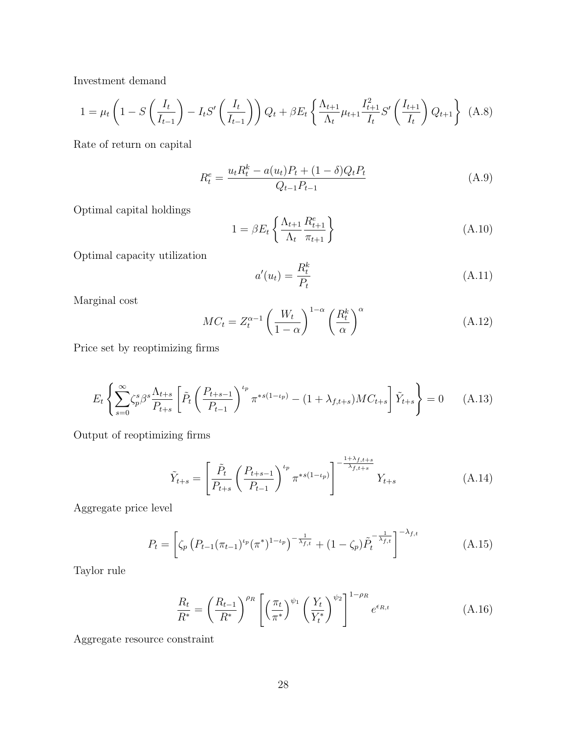Investment demand

$$1 = \mu_t \left(1 - S\left(\frac{I_t}{I_{t-1}}\right) - I_t S'\left(\frac{I_t}{I_{t-1}}\right)\right) Q_t + \beta E_t \left\{ \frac{\Lambda_{t+1}}{\Lambda_t} \mu_{t+1} \frac{I_{t+1}^2}{I_t} S'\left(\frac{I_{t+1}}{I_t}\right) Q_{t+1} \right\} \quad \text{(A.8)}$$

Rate of return on capital

$$R_t^e = \frac{u_t R_t^k - a(u_t) P_t + (1-\delta) Q_t P_t}{Q_{t-1} P_{t-1}} \quad \text{(A.9)}$$

Optimal capital holdings

$$1 = \beta E_t \left\{ \frac{\Lambda_{t+1}}{\Lambda_t} \frac{R_{t+1}^e}{\pi_{t+1}} \right\} \quad \text{(A.10)}$$

Optimal capacity utilization

$$a'(u_t) = \frac{R_t^k}{P_t} \quad \text{(A.11)}$$

Marginal cost

$$MC_t = Z_t^{\alpha - 1} \left(\frac{W_t}{1-\alpha}\right)^{1-\alpha} \left(\frac{R_t^k}{\alpha}\right)^{\alpha} \quad \text{(A.12)}$$

Price set by reoptimizing firms

$$E_t \left\{ \sum_{s=0}^{\infty} \zeta_p^s \beta^s \frac{\Lambda_{t+s}}{P_{t+s}} \left[ \tilde{P}_t \left(\frac{P_{t+s-1}}{P_{t-1}}\right)^{\iota_p} \pi^{*s(1-\iota_p)} - (1+\lambda_{f,t+s}) MC_{t+s} \right] \tilde{Y}_{t+s} \right\} = 0 \quad \text{(A.13)}$$

Output of reoptimizing firms

$$\tilde{Y}_{t+s} = \left[ \frac{\tilde{P}_t}{P_{t+s}} \left(\frac{P_{t+s-1}}{P_{t-1}}\right)^{\iota_p} \pi^{*s(1-\iota_p)} \right]^{-\frac{1+\lambda_{f,t+s}}{\lambda_{f,t+s}}} Y_{t+s} \quad \text{(A.14)}$$

Aggregate price level

$$P_t = \left[ \zeta_p \left( P_{t-1} (\pi_{t-1})^{\iota_p} (\pi^*)^{1-\iota_p} \right)^{-\frac{1}{\lambda_{f,t}}} + (1-\zeta_p) \tilde{P}_t^{-\frac{1}{\lambda_{f,t}}} \right]^{-\lambda_{f,t}} \quad \text{(A.15)}$$

Taylor rule

$$\frac{R_t}{R^*} = \left(\frac{R_{t-1}}{R^*}\right)^{\rho_R} \left[ \left(\frac{\pi_t}{\pi^*}\right)^{\psi_1} \left(\frac{Y_t}{Y_t^*}\right)^{\psi_2} \right]^{1-\rho_R} e^{\epsilon_{R,t}} \quad \text{(A.16)}$$

Aggregate resource constraint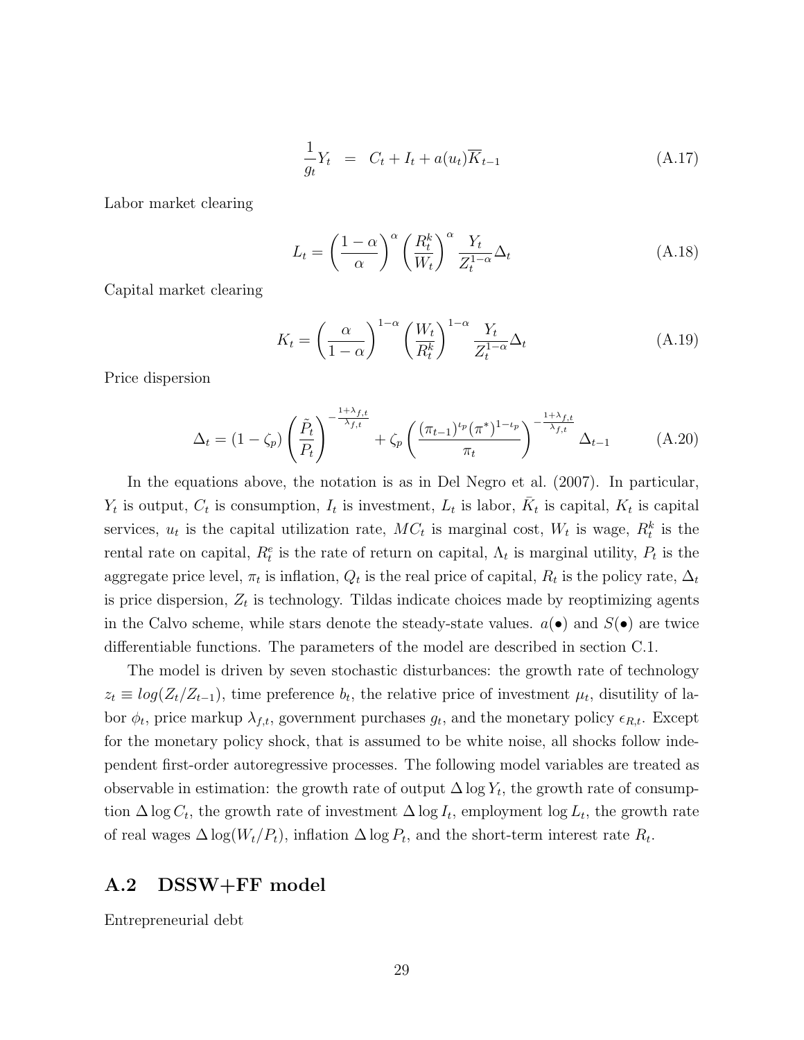$$\frac{1}{g_t}Y_t \quad = \quad C_t + I_t + a(u_t)\overline{K}_{t-1} \tag{A.17}$$

Labor market clearing

$$L_t = \left(\frac{1-\alpha}{\alpha}\right)^{\alpha} \left(\frac{R_t^k}{W_t}\right)^{\alpha} \frac{Y_t}{Z_t^{1-\alpha}} \Delta_t \tag{A.18}$$

Capital market clearing

$$K_t = \left(\frac{\alpha}{1-\alpha}\right)^{1-\alpha} \left(\frac{W_t}{R_t^k}\right)^{1-\alpha} \frac{Y_t}{Z_t^{1-\alpha}} \Delta_t \tag{A.19}$$

Price dispersion

$$\Delta_t = (1-\zeta_p)\left(\frac{\tilde{P}_t}{P_t}\right)^{-\frac{1+\lambda_{f,t}}{\lambda_{f,t}}} + \zeta_p \left(\frac{(\pi_{t-1})^{\iota_p}(\pi^*)^{1-\iota_p}}{\pi_t}\right)^{-\frac{1+\lambda_{f,t}}{\lambda_{f,t}}} \Delta_{t-1} \tag{A.20}$$

In the equations above, the notation is as in Del Negro et al. (2007). In particular, $Y_t$ is output, $C_t$ is consumption, $I_t$ is investment, $L_t$ is labor, $\bar{K}_t$ is capital, $K_t$ is capital services, $u_t$ is the capital utilization rate, $MC_t$ is marginal cost, $W_t$ is wage, $R_t^k$ is the rental rate on capital, $R_t^e$ is the rate of return on capital, $\Lambda_t$ is marginal utility, $P_t$ is the aggregate price level, $\pi_t$ is inflation, $Q_t$ is the real price of capital, $R_t$ is the policy rate, $\Delta_t$ is price dispersion, $Z_t$ is technology. Tildas indicate choices made by reoptimizing agents in the Calvo scheme, while stars denote the steady-state values. $a(\bullet)$ and $S(\bullet)$ are twice differentiable functions. The parameters of the model are described in section C.1.

The model is driven by seven stochastic disturbances: the growth rate of technology $z_t \equiv log(Z_t/Z_{t-1})$, time preference $b_t$, the relative price of investment $\mu_t$, disutility of labor $\phi_t$, price markup $\lambda_{f,t}$, government purchases $g_t$, and the monetary policy $\epsilon_{R,t}$. Except for the monetary policy shock, that is assumed to be white noise, all shocks follow independent first-order autoregressive processes. The following model variables are treated as observable in estimation: the growth rate of output $\Delta \log Y_t$, the growth rate of consumption $\Delta \log C_t$, the growth rate of investment $\Delta \log I_t$, employment $\log L_t$, the growth rate of real wages $\Delta \log(W_t/P_t)$, inflation $\Delta \log P_t$, and the short-term interest rate $R_t$.

## A.2 DSSW+FF model

Entrepreneurial debt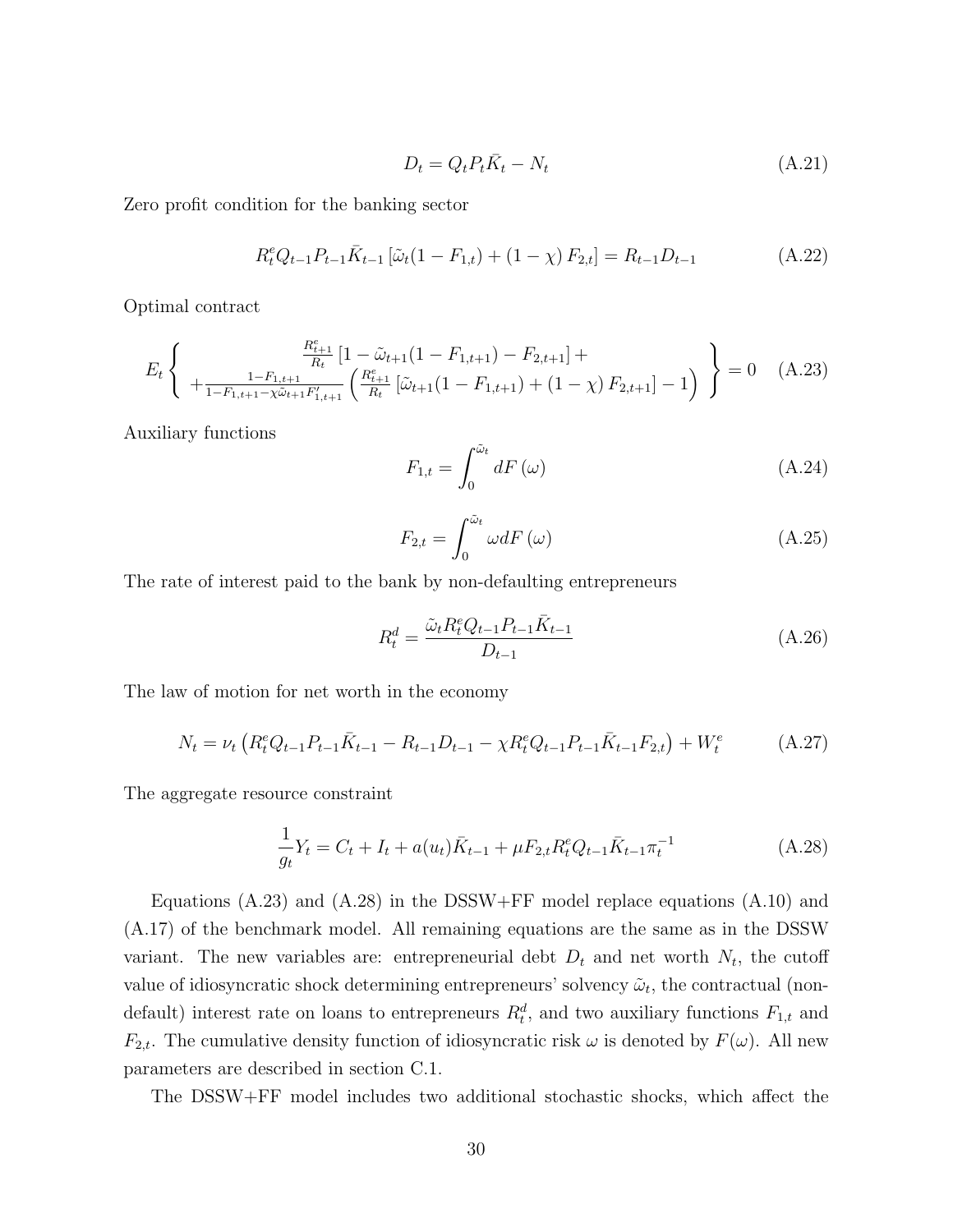$$D_t = Q_t P_t \bar{K}_t - N_t \tag{A.21}$$

Zero profit condition for the banking sector

$$R_t^e Q_{t-1} P_{t-1} \bar{K}_{t-1} \left[ \tilde{\omega}_t (1 - F_{1,t}) + (1 - \chi) F_{2,t} \right] = R_{t-1} D_{t-1} \tag{A.22}$$

Optimal contract

$$E_t \left\{ \begin{array}{c} \frac{R_{t+1}^e}{R_t} \left[ 1 - \tilde{\omega}_{t+1}(1 - F_{1,t+1}) - F_{2,t+1} \right] + \\ + \frac{1 - F_{1,t+1}}{1 - F_{1,t+1} - \chi \tilde{\omega}_{t+1} F_{1,t+1}'} \left( \frac{R_{t+1}^e}{R_t} \left[ \tilde{\omega}_{t+1}(1 - F_{1,t+1}) + (1 - \chi) F_{2,t+1} \right] - 1 \right) \end{array} \right\} = 0 \tag{A.23}$$

Auxiliary functions

$$F_{1,t} = \int_0^{\tilde{\omega}_t} dF(\omega) \tag{A.24}$$

$$F_{2,t} = \int_0^{\tilde{\omega}_t} \omega dF(\omega) \tag{A.25}$$

The rate of interest paid to the bank by non-defaulting entrepreneurs

$$R_t^d = \frac{\tilde{\omega}_t R_t^e Q_{t-1} P_{t-1} \bar{K}_{t-1}}{D_{t-1}} \tag{A.26}$$

The law of motion for net worth in the economy

$$N_t = \nu_t \left( R_t^e Q_{t-1} P_{t-1} \bar{K}_{t-1} - R_{t-1} D_{t-1} - \chi R_t^e Q_{t-1} P_{t-1} \bar{K}_{t-1} F_{2,t} \right) + W_t^e \tag{A.27}$$

The aggregate resource constraint

$$\frac{1}{g_t} Y_t = C_t + I_t + a(u_t) \bar{K}_{t-1} + \mu F_{2,t} R_t^e Q_{t-1} \bar{K}_{t-1} \pi_t^{-1} \tag{A.28}$$

Equations (A.23) and (A.28) in the DSSW+FF model replace equations (A.10) and (A.17) of the benchmark model. All remaining equations are the same as in the DSSW variant. The new variables are: entrepreneurial debt $D_t$ and net worth $N_t$, the cutoff value of idiosyncratic shock determining entrepreneurs' solvency $\tilde{\omega}_t$, the contractual (non-default) interest rate on loans to entrepreneurs $R_t^d$, and two auxiliary functions $F_{1,t}$ and $F_{2,t}$. The cumulative density function of idiosyncratic risk $\omega$ is denoted by $F(\omega)$. All new parameters are described in section C.1.

The DSSW+FF model includes two additional stochastic shocks, which affect the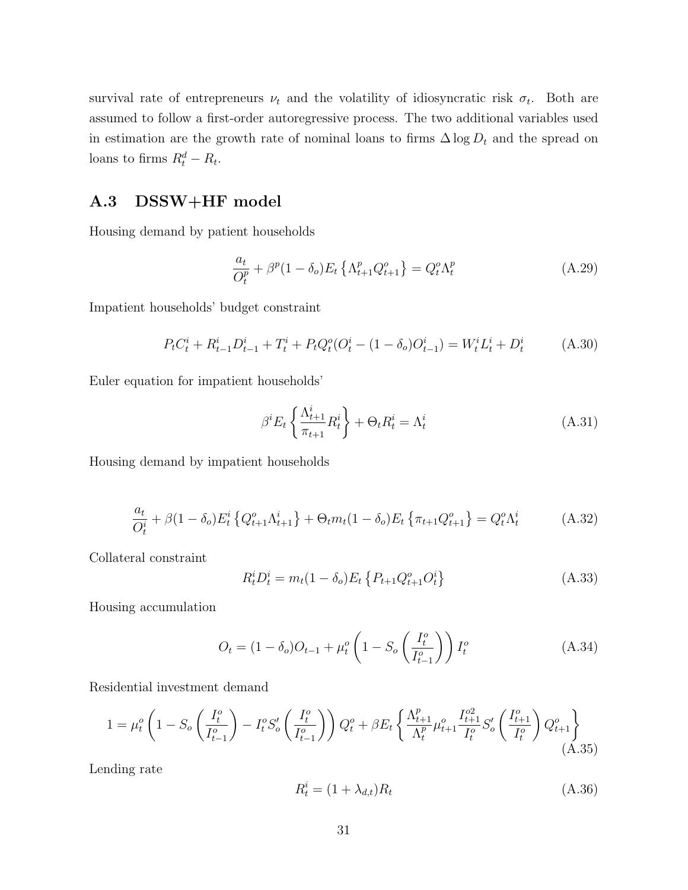survival rate of entrepreneurs $\nu_t$ and the volatility of idiosyncratic risk $\sigma_t$. Both are assumed to follow a first-order autoregressive process. The two additional variables used in estimation are the growth rate of nominal loans to firms $\Delta \log D_t$ and the spread on loans to firms $R^d_t - R_t$.

## A.3 DSSW+HF model

Housing demand by patient households

$$\frac{a_t}{O^p_t} + \beta^p(1-\delta_o)E_t\left\{\Lambda^p_{t+1}Q^o_{t+1}\right\} = Q^o_t\Lambda^p_t \tag{A.29}$$

Impatient households' budget constraint

$$P_tC^i_t + R^i_{t-1}D^i_{t-1} + T^i_t + P_tQ^o_t(O^i_t - (1-\delta_o)O^i_{t-1}) = W^i_tL^i_t + D^i_t \tag{A.30}$$

Euler equation for impatient households'

$$\beta^i E_t\left\{\frac{\Lambda^i_{t+1}}{\pi_{t+1}}R^i_t\right\} + \Theta_t R^i_t = \Lambda^i_t \tag{A.31}$$

Housing demand by impatient households

$$\frac{a_t}{O^i_t} + \beta(1-\delta_o)E^i_t\left\{Q^o_{t+1}\Lambda^i_{t+1}\right\} + \Theta_t m_t(1-\delta_o)E_t\left\{\pi_{t+1}Q^o_{t+1}\right\} = Q^o_t\Lambda^i_t \tag{A.32}$$

Collateral constraint

$$R^i_tD^i_t = m_t(1-\delta_o)E_t\left\{P_{t+1}Q^o_{t+1}O^i_t\right\} \tag{A.33}$$

Housing accumulation

$$O_t = (1-\delta_o)O_{t-1} + \mu^o_t\left(1 - S_o\left(\frac{I^o_t}{I^o_{t-1}}\right)\right)I^o_t \tag{A.34}$$

Residential investment demand

$$1 = \mu^o_t\left(1 - S_o\left(\frac{I^o_t}{I^o_{t-1}}\right) - I^o_t S'_o\left(\frac{I^o_t}{I^o_{t-1}}\right)\right)Q^o_t + \beta E_t\left\{\frac{\Lambda^p_{t+1}}{\Lambda^p_t}\mu^o_{t+1}\frac{I^{o2}_{t+1}}{I^o_t}S'_o\left(\frac{I^o_{t+1}}{I^o_t}\right)Q^o_{t+1}\right\} \tag{A.35}$$

Lending rate

$$R^i_t = (1+\lambda_{d,t})R_t \tag{A.36}$$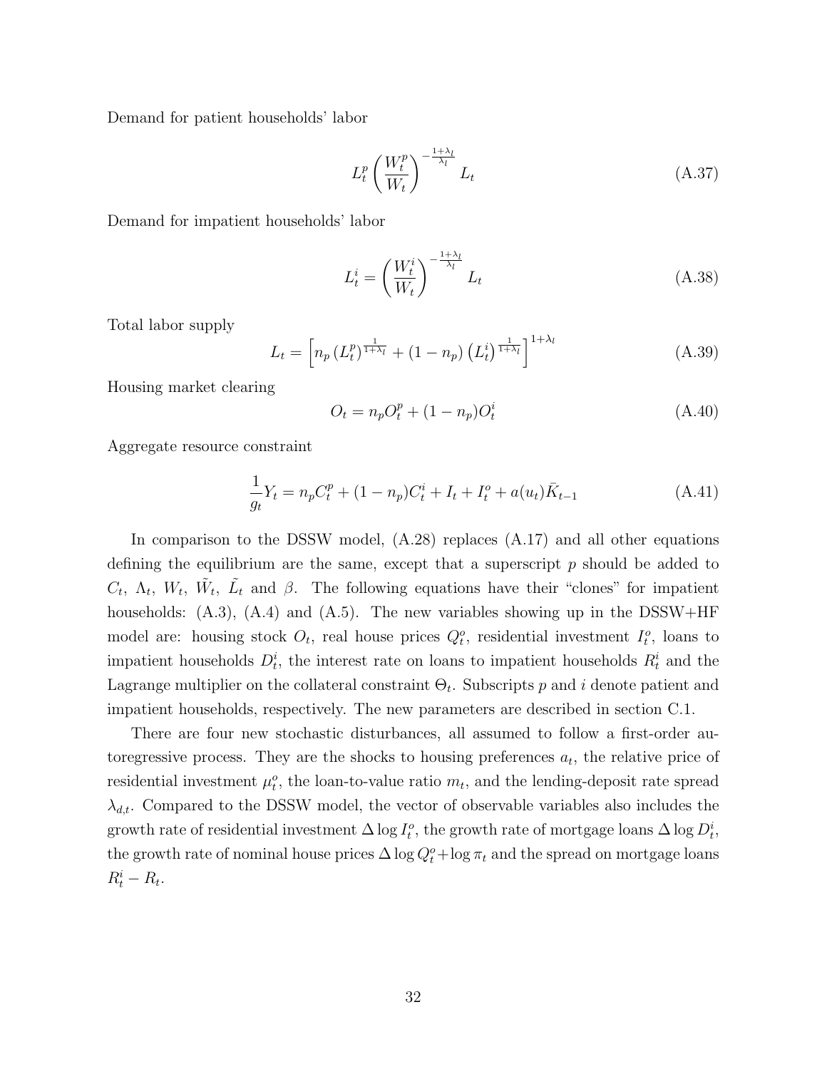Demand for patient households' labor

$$L_t^p \left( \frac{W_t^p}{W_t} \right)^{-\frac{1+\lambda_l}{\lambda_l}} L_t \tag{A.37}$$

Demand for impatient households' labor

$$L_t^i = \left( \frac{W_t^i}{W_t} \right)^{-\frac{1+\lambda_l}{\lambda_l}} L_t \tag{A.38}$$

Total labor supply

$$L_t = \left[ n_p \left( L_t^p \right)^{\frac{1}{1+\lambda_l}} + (1 - n_p) \left( L_t^i \right)^{\frac{1}{1+\lambda_l}} \right]^{1+\lambda_l} \tag{A.39}$$

Housing market clearing

$$O_t = n_p O_t^p + (1 - n_p) O_t^i \tag{A.40}$$

Aggregate resource constraint

$$\frac{1}{g_t} Y_t = n_p C_t^p + (1 - n_p) C_t^i + I_t + I_t^o + a(u_t) \bar{K}_{t-1} \tag{A.41}$$

In comparison to the DSSW model, (A.28) replaces (A.17) and all other equations defining the equilibrium are the same, except that a superscript $p$ should be added to $C_t$, $\Lambda_t$, $W_t$, $\tilde{W}_t$, $\tilde{L}_t$ and $\beta$. The following equations have their "clones" for impatient households: (A.3), (A.4) and (A.5). The new variables showing up in the DSSW+HF model are: housing stock $O_t$, real house prices $Q_t^o$, residential investment $I_t^o$, loans to impatient households $D_t^i$, the interest rate on loans to impatient households $R_t^i$ and the Lagrange multiplier on the collateral constraint $\Theta_t$. Subscripts $p$ and $i$ denote patient and impatient households, respectively. The new parameters are described in section C.1.

There are four new stochastic disturbances, all assumed to follow a first-order autoregressive process. They are the shocks to housing preferences $a_t$, the relative price of residential investment $\mu_t^o$, the loan-to-value ratio $m_t$, and the lending-deposit rate spread $\lambda_{d,t}$. Compared to the DSSW model, the vector of observable variables also includes the growth rate of residential investment $\Delta \log I_t^o$, the growth rate of mortgage loans $\Delta \log D_t^i$, the growth rate of nominal house prices $\Delta \log Q_t^o + \log \pi_t$ and the spread on mortgage loans $R_t^i - R_t$.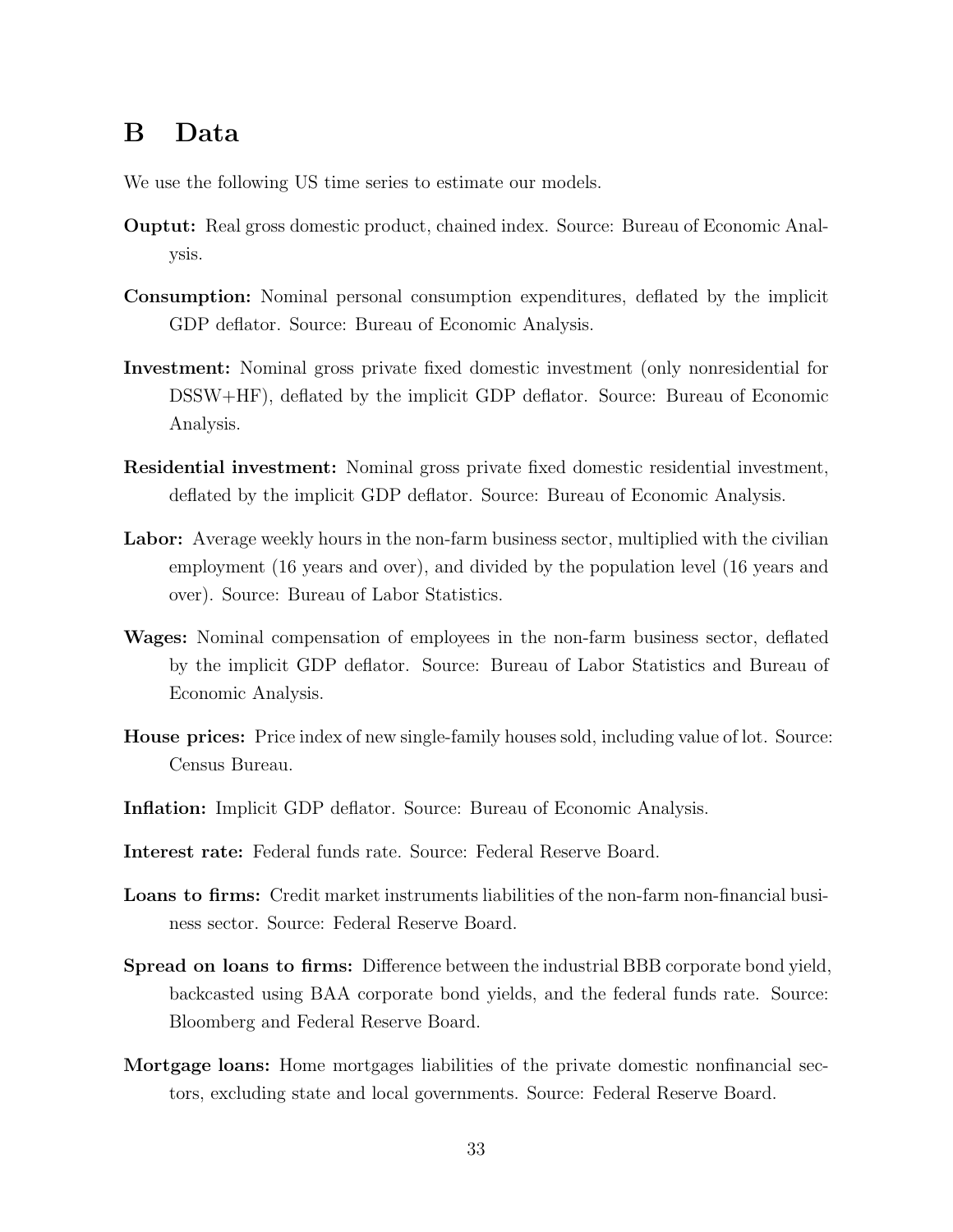# B Data

We use the following US time series to estimate our models.

**Ouptut:** Real gross domestic product, chained index. Source: Bureau of Economic Analysis.

**Consumption:** Nominal personal consumption expenditures, deflated by the implicit GDP deflator. Source: Bureau of Economic Analysis.

**Investment:** Nominal gross private fixed domestic investment (only nonresidential for DSSW+HF), deflated by the implicit GDP deflator. Source: Bureau of Economic Analysis.

**Residential investment:** Nominal gross private fixed domestic residential investment, deflated by the implicit GDP deflator. Source: Bureau of Economic Analysis.

**Labor:** Average weekly hours in the non-farm business sector, multiplied with the civilian employment (16 years and over), and divided by the population level (16 years and over). Source: Bureau of Labor Statistics.

**Wages:** Nominal compensation of employees in the non-farm business sector, deflated by the implicit GDP deflator. Source: Bureau of Labor Statistics and Bureau of Economic Analysis.

**House prices:** Price index of new single-family houses sold, including value of lot. Source: Census Bureau.

**Inflation:** Implicit GDP deflator. Source: Bureau of Economic Analysis.

**Interest rate:** Federal funds rate. Source: Federal Reserve Board.

**Loans to firms:** Credit market instruments liabilities of the non-farm non-financial business sector. Source: Federal Reserve Board.

**Spread on loans to firms:** Difference between the industrial BBB corporate bond yield, backcasted using BAA corporate bond yields, and the federal funds rate. Source: Bloomberg and Federal Reserve Board.

**Mortgage loans:** Home mortgages liabilities of the private domestic nonfinancial sectors, excluding state and local governments. Source: Federal Reserve Board.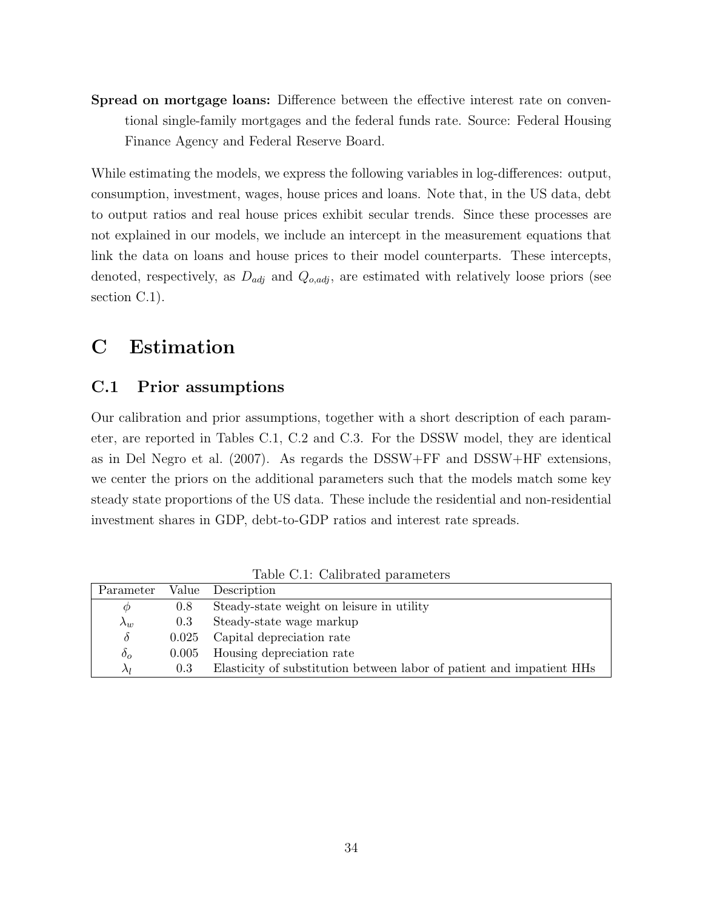**Spread on mortgage loans:** Difference between the effective interest rate on conventional single-family mortgages and the federal funds rate. Source: Federal Housing Finance Agency and Federal Reserve Board.

While estimating the models, we express the following variables in log-differences: output, consumption, investment, wages, house prices and loans. Note that, in the US data, debt to output ratios and real house prices exhibit secular trends. Since these processes are not explained in our models, we include an intercept in the measurement equations that link the data on loans and house prices to their model counterparts. These intercepts, denoted, respectively, as $D_{adj}$ and $Q_{o,adj}$, are estimated with relatively loose priors (see section C.1).

# C Estimation

## C.1 Prior assumptions

Our calibration and prior assumptions, together with a short description of each parameter, are reported in Tables C.1, C.2 and C.3. For the DSSW model, they are identical as in Del Negro et al. (2007). As regards the DSSW+FF and DSSW+HF extensions, we center the priors on the additional parameters such that the models match some key steady state proportions of the US data. These include the residential and non-residential investment shares in GDP, debt-to-GDP ratios and interest rate spreads.

Table C.1: Calibrated parameters

| Parameter | Value | Description |
|---|---|---|
| $\phi$ | 0.8 | Steady-state weight on leisure in utility |
| $\lambda_w$ | 0.3 | Steady-state wage markup |
| $\delta$ | 0.025 | Capital depreciation rate |
| $\delta_o$ | 0.005 | Housing depreciation rate |
| $\lambda_l$ | 0.3 | Elasticity of substitution between labor of patient and impatient HHs |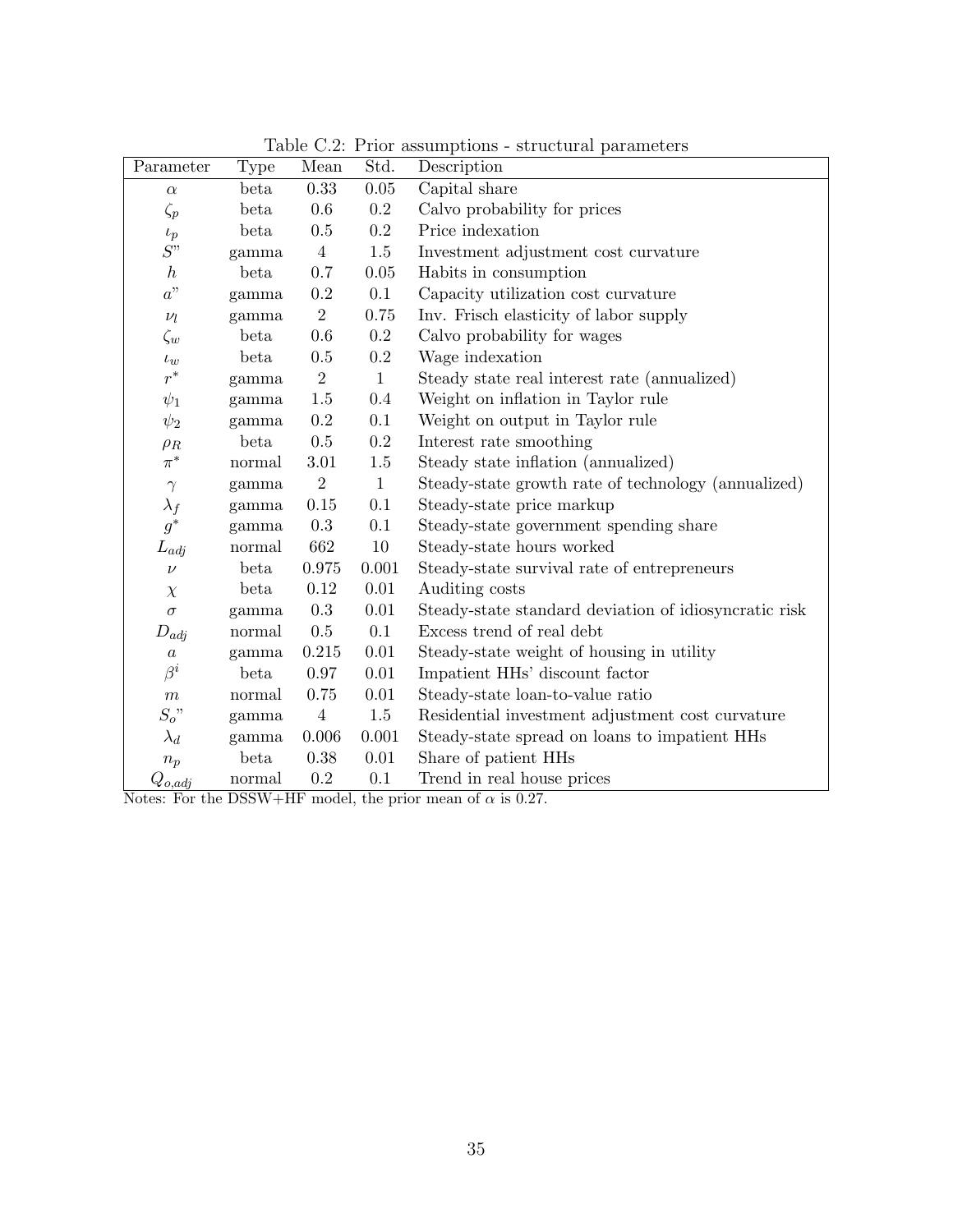Table C.2: Prior assumptions - structural parameters

| Parameter | Type | Mean | Std. | Description |
|---|---|---|---|---|
| $\alpha$ | beta | 0.33 | 0.05 | Capital share |
| $\zeta_p$ | beta | 0.6 | 0.2 | Calvo probability for prices |
| $\iota_p$ | beta | 0.5 | 0.2 | Price indexation |
| $S''$ | gamma | 4 | 1.5 | Investment adjustment cost curvature |
| $h$ | beta | 0.7 | 0.05 | Habits in consumption |
| $a''$ | gamma | 0.2 | 0.1 | Capacity utilization cost curvature |
| $\nu_l$ | gamma | 2 | 0.75 | Inv. Frisch elasticity of labor supply |
| $\zeta_w$ | beta | 0.6 | 0.2 | Calvo probability for wages |
| $\iota_w$ | beta | 0.5 | 0.2 | Wage indexation |
| $r^*$ | gamma | 2 | 1 | Steady state real interest rate (annualized) |
| $\psi_1$ | gamma | 1.5 | 0.4 | Weight on inflation in Taylor rule |
| $\psi_2$ | gamma | 0.2 | 0.1 | Weight on output in Taylor rule |
| $\rho_R$ | beta | 0.5 | 0.2 | Interest rate smoothing |
| $\pi^*$ | normal | 3.01 | 1.5 | Steady state inflation (annualized) |
| $\gamma$ | gamma | 2 | 1 | Steady-state growth rate of technology (annualized) |
| $\lambda_f$ | gamma | 0.15 | 0.1 | Steady-state price markup |
| $g^*$ | gamma | 0.3 | 0.1 | Steady-state government spending share |
| $L_{adj}$ | normal | 662 | 10 | Steady-state hours worked |
| $\nu$ | beta | 0.975 | 0.001 | Steady-state survival rate of entrepreneurs |
| $\chi$ | beta | 0.12 | 0.01 | Auditing costs |
| $\sigma$ | gamma | 0.3 | 0.01 | Steady-state standard deviation of idiosyncratic risk |
| $D_{adj}$ | normal | 0.5 | 0.1 | Excess trend of real debt |
| $a$ | gamma | 0.215 | 0.01 | Steady-state weight of housing in utility |
| $\beta^i$ | beta | 0.97 | 0.01 | Impatient HHs' discount factor |
| $m$ | normal | 0.75 | 0.01 | Steady-state loan-to-value ratio |
| $S_o''$ | gamma | 4 | 1.5 | Residential investment adjustment cost curvature |
| $\lambda_d$ | gamma | 0.006 | 0.001 | Steady-state spread on loans to impatient HHs |
| $n_p$ | beta | 0.38 | 0.01 | Share of patient HHs |
| $Q_{o,adj}$ | normal | 0.2 | 0.1 | Trend in real house prices |

Notes: For the DSSW+HF model, the prior mean of $\alpha$ is 0.27.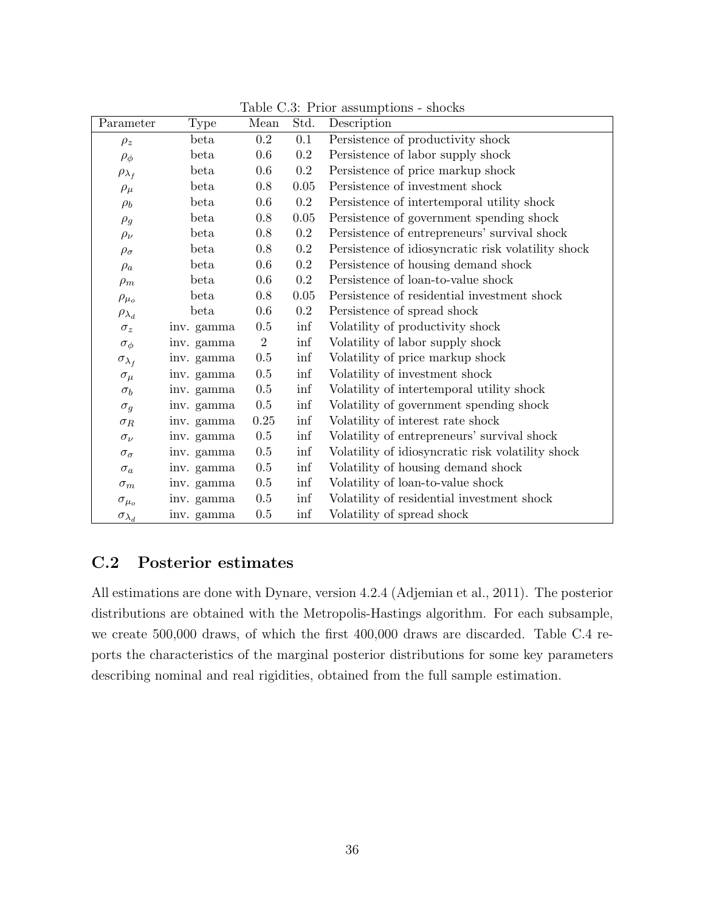Table C.3: Prior assumptions - shocks

| Parameter | Type | Mean | Std. | Description |
|---|---|---|---|---|
| $\rho_z$ | beta | 0.2 | 0.1 | Persistence of productivity shock |
| $\rho_\phi$ | beta | 0.6 | 0.2 | Persistence of labor supply shock |
| $\rho_{\lambda_f}$ | beta | 0.6 | 0.2 | Persistence of price markup shock |
| $\rho_\mu$ | beta | 0.8 | 0.05 | Persistence of investment shock |
| $\rho_b$ | beta | 0.6 | 0.2 | Persistence of intertemporal utility shock |
| $\rho_g$ | beta | 0.8 | 0.05 | Persistence of government spending shock |
| $\rho_\nu$ | beta | 0.8 | 0.2 | Persistence of entrepreneurs' survival shock |
| $\rho_\sigma$ | beta | 0.8 | 0.2 | Persistence of idiosyncratic risk volatility shock |
| $\rho_a$ | beta | 0.6 | 0.2 | Persistence of housing demand shock |
| $\rho_m$ | beta | 0.6 | 0.2 | Persistence of loan-to-value shock |
| $\rho_{\mu_o}$ | beta | 0.8 | 0.05 | Persistence of residential investment shock |
| $\rho_{\lambda_d}$ | beta | 0.6 | 0.2 | Persistence of spread shock |
| $\sigma_z$ | inv. gamma | 0.5 | inf | Volatility of productivity shock |
| $\sigma_\phi$ | inv. gamma | 2 | inf | Volatility of labor supply shock |
| $\sigma_{\lambda_f}$ | inv. gamma | 0.5 | inf | Volatility of price markup shock |
| $\sigma_\mu$ | inv. gamma | 0.5 | inf | Volatility of investment shock |
| $\sigma_b$ | inv. gamma | 0.5 | inf | Volatility of intertemporal utility shock |
| $\sigma_g$ | inv. gamma | 0.5 | inf | Volatility of government spending shock |
| $\sigma_R$ | inv. gamma | 0.25 | inf | Volatility of interest rate shock |
| $\sigma_\nu$ | inv. gamma | 0.5 | inf | Volatility of entrepreneurs' survival shock |
| $\sigma_\sigma$ | inv. gamma | 0.5 | inf | Volatility of idiosyncratic risk volatility shock |
| $\sigma_a$ | inv. gamma | 0.5 | inf | Volatility of housing demand shock |
| $\sigma_m$ | inv. gamma | 0.5 | inf | Volatility of loan-to-value shock |
| $\sigma_{\mu_o}$ | inv. gamma | 0.5 | inf | Volatility of residential investment shock |
| $\sigma_{\lambda_d}$ | inv. gamma | 0.5 | inf | Volatility of spread shock |

## C.2 Posterior estimates

All estimations are done with Dynare, version 4.2.4 (Adjemian et al., 2011). The posterior distributions are obtained with the Metropolis-Hastings algorithm. For each subsample, we create 500,000 draws, of which the first 400,000 draws are discarded. Table C.4 reports the characteristics of the marginal posterior distributions for some key parameters describing nominal and real rigidities, obtained from the full sample estimation.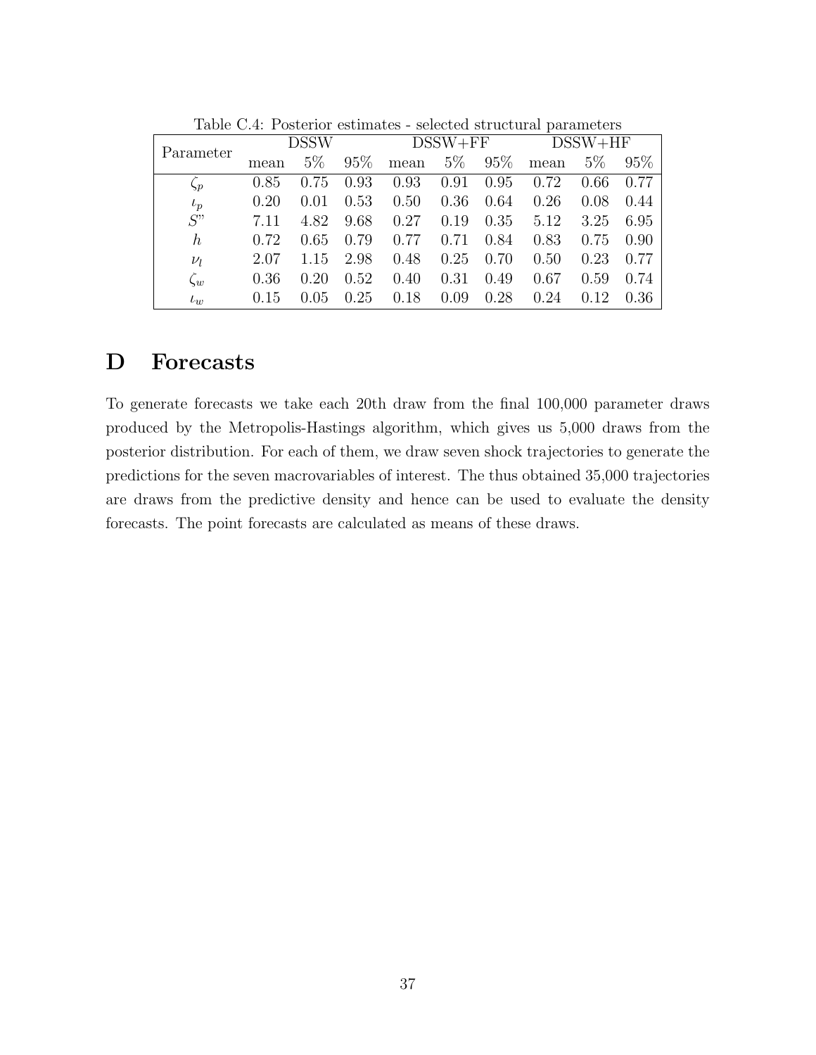Table C.4: Posterior estimates - selected structural parameters

| Parameter | DSSW | | | DSSW+FF | | | DSSW+HF | | |
|---|---|---|---|---|---|---|---|---|---|
| | mean | 5% | 95% | mean | 5% | 95% | mean | 5% | 95% |
| $\zeta_p$ | 0.85 | 0.75 | 0.93 | 0.93 | 0.91 | 0.95 | 0.72 | 0.66 | 0.77 |
| $\iota_p$ | 0.20 | 0.01 | 0.53 | 0.50 | 0.36 | 0.64 | 0.26 | 0.08 | 0.44 |
| $S$" | 7.11 | 4.82 | 9.68 | 0.27 | 0.19 | 0.35 | 5.12 | 3.25 | 6.95 |
| $h$ | 0.72 | 0.65 | 0.79 | 0.77 | 0.71 | 0.84 | 0.83 | 0.75 | 0.90 |
| $\nu_l$ | 2.07 | 1.15 | 2.98 | 0.48 | 0.25 | 0.70 | 0.50 | 0.23 | 0.77 |
| $\zeta_w$ | 0.36 | 0.20 | 0.52 | 0.40 | 0.31 | 0.49 | 0.67 | 0.59 | 0.74 |
| $\iota_w$ | 0.15 | 0.05 | 0.25 | 0.18 | 0.09 | 0.28 | 0.24 | 0.12 | 0.36 |

# D Forecasts

To generate forecasts we take each 20th draw from the final 100,000 parameter draws produced by the Metropolis-Hastings algorithm, which gives us 5,000 draws from the posterior distribution. For each of them, we draw seven shock trajectories to generate the predictions for the seven macrovariables of interest. The thus obtained 35,000 trajectories are draws from the predictive density and hence can be used to evaluate the density forecasts. The point forecasts are calculated as means of these draws.